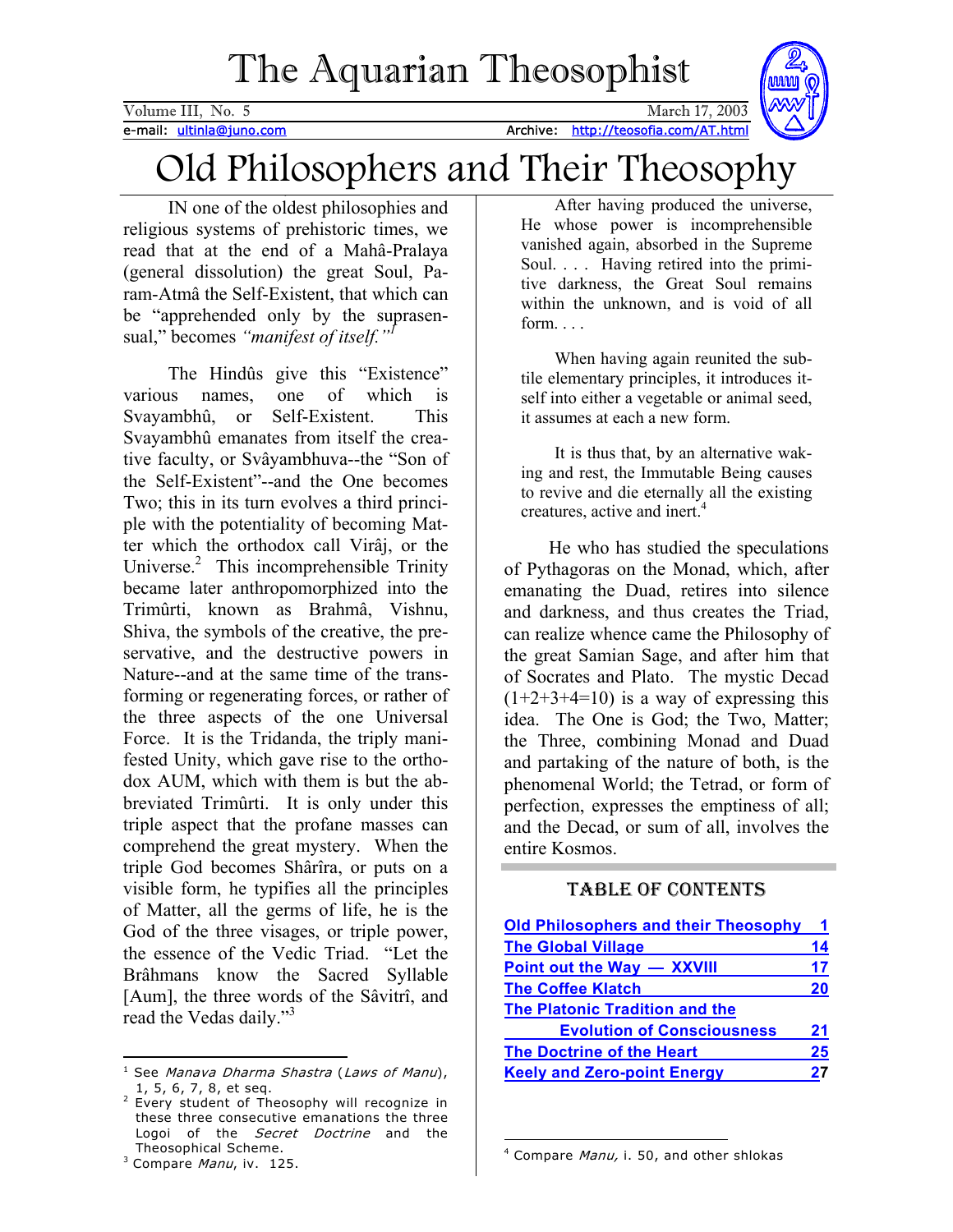# The Aquarian Theosophist

Volume III, No. 5 March 17, 2003

e-mail: ultinla@juno.com Archive: http://teosofia.com/AT.html

# Old Philosophers and Their Theosophy

IN one of the oldest philosophies and religious systems of prehistoric times, we read that at the end of a Mahâ-Pralaya (general dissolution) the great Soul, Param-Atmâ the Self-Existent, that which can be "apprehended only by the suprasensual," becomes *"manifest of itself."*[1]

The Hindûs give this "Existence" various names, one of which is Svayambhû, or Self-Existent. This Svayambhû emanates from itself the creative faculty, or Svâyambhuva--the "Son of the Self-Existent"--and the One becomes Two; this in its turn evolves a third principle with the potentiality of becoming Matter which the orthodox call Virâj, or the Universe.[2] This incomprehensible Trinity became later anthropomorphized into the Trimûrti, known as Brahmâ, Vishnu, Shiva, the symbols of the creative, the preservative, and the destructive powers in Nature--and at the same time of the transforming or regenerating forces, or rather of the three aspects of the one Universal Force. It is the Tridanda, the triply manifested Unity, which gave rise to the orthodox AUM, which with them is but the abbreviated Trimûrti. It is only under this triple aspect that the profane masses can comprehend the great mystery. When the triple God becomes Shârîra, or puts on a visible form, he typifies all the principles of Matter, all the germs of life, he is the God of the three visages, or triple power, the essence of the Vedic Triad. "Let the Brâhmans know the Sacred Syllable [Aum], the three words of the Sâvitrî, and read the Vedas daily."[3]

> After having produced the universe, He whose power is incomprehensible vanished again, absorbed in the Supreme Soul. . . . Having retired into the primitive darkness, the Great Soul remains within the unknown, and is void of all form. . . .
>
> When having again reunited the subtile elementary principles, it introduces itself into either a vegetable or animal seed, it assumes at each a new form.
>
> It is thus that, by an alternative waking and rest, the Immutable Being causes to revive and die eternally all the existing creatures, active and inert.[4]

He who has studied the speculations of Pythagoras on the Monad, which, after emanating the Duad, retires into silence and darkness, and thus creates the Triad, can realize whence came the Philosophy of the great Samian Sage, and after him that of Socrates and Plato. The mystic Decad (1+2+3+4=10) is a way of expressing this idea. The One is God; the Two, Matter; the Three, combining Monad and Duad and partaking of the nature of both, is the phenomenal World; the Tetrad, or form of perfection, expresses the emptiness of all; and the Decad, or sum of all, involves the entire Kosmos.

## TABLE OF CONTENTS

| | |
|---|---|
| Old Philosophers and their Theosophy | 1 |
| The Global Village | 14 |
| Point out the Way — XXVIII | 17 |
| The Coffee Klatch | 20 |
| The Platonic Tradition and the Evolution of Consciousness | 21 |
| The Doctrine of the Heart | 25 |
| Keely and Zero-point Energy | 27 |

---

[1] See *Manava Dharma Shastra* (*Laws of Manu*), 1, 5, 6, 7, 8, et seq.

[2] Every student of Theosophy will recognize in these three consecutive emanations the three Logoi of the *Secret Doctrine* and the Theosophical Scheme.

[3] Compare *Manu*, iv. 125.

[4] Compare *Manu,* i. 50, and other shlokas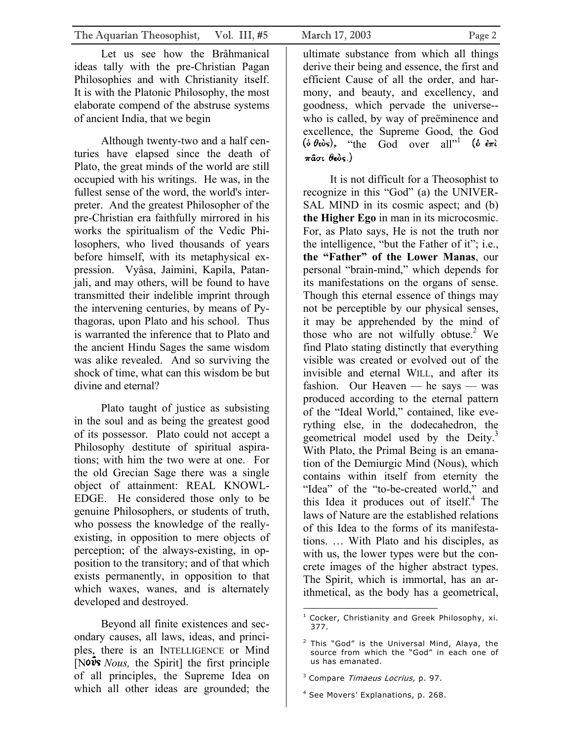Let us see how the Brâhmanical ideas tally with the pre-Christian Pagan Philosophies and with Christianity itself. It is with the Platonic Philosophy, the most elaborate compend of the abstruse systems of ancient India, that we begin

Although twenty-two and a half centuries have elapsed since the death of Plato, the great minds of the world are still occupied with his writings. He was, in the fullest sense of the word, the world's interpreter. And the greatest Philosopher of the pre-Christian era faithfully mirrored in his works the spiritualism of the Vedic Philosophers, who lived thousands of years before himself, with its metaphysical expression. Vyâsa, Jaimini, Kapila, Patanjali, and may others, will be found to have transmitted their indelible imprint through the intervening centuries, by means of Pythagoras, upon Plato and his school. Thus is warranted the inference that to Plato and the ancient Hindu Sages the same wisdom was alike revealed. And so surviving the shock of time, what can this wisdom be but divine and eternal?

Plato taught of justice as subsisting in the soul and as being the greatest good of its possessor. Plato could not accept a Philosophy destitute of spiritual aspirations; with him the two were at one. For the old Grecian Sage there was a single object of attainment: REAL KNOWLEDGE. He considered those only to be genuine Philosophers, or students of truth, who possess the knowledge of the really-existing, in opposition to mere objects of perception; of the always-existing, in opposition to the transitory; and of that which exists permanently, in opposition to that which waxes, wanes, and is alternately developed and destroyed.

Beyond all finite existences and secondary causes, all laws, ideas, and principles, there is an INTELLIGENCE or Mind [Νοῦς *Nous,* the Spirit] the first principle of all principles, the Supreme Idea on which all other ideas are grounded; the ultimate substance from which all things derive their being and essence, the first and efficient Cause of all the order, and harmony, and beauty, and excellency, and goodness, which pervade the universe--who is called, by way of preëminence and excellence, the Supreme Good, the God (ὁ θεὸς), "the God over all"[1] (ὁ ἐπὶ πᾶσι θεὸς.)

It is not difficult for a Theosophist to recognize in this "God" (a) the UNIVERSAL MIND in its cosmic aspect; and (b) **the Higher Ego** in man in its microcosmic. For, as Plato says, He is not the truth nor the intelligence, "but the Father of it"; i.e., **the "Father" of the Lower Manas**, our personal "brain-mind," which depends for its manifestations on the organs of sense. Though this eternal essence of things may not be perceptible by our physical senses, it may be apprehended by the mind of those who are not wilfully obtuse.[2] We find Plato stating distinctly that everything visible was created or evolved out of the invisible and eternal WILL, and after its fashion. Our Heaven — he says — was produced according to the eternal pattern of the "Ideal World," contained, like everything else, in the dodecahedron, the geometrical model used by the Deity.[3] With Plato, the Primal Being is an emanation of the Demiurgic Mind (Nous), which contains within itself from eternity the "Idea" of the "to-be-created world," and this Idea it produces out of itself.[4] The laws of Nature are the established relations of this Idea to the forms of its manifestations. … With Plato and his disciples, as with us, the lower types were but the concrete images of the higher abstract types. The Spirit, which is immortal, has an arithmetical, as the body has a geometrical,

---

[1] Cocker, Christianity and Greek Philosophy, xi. 377.

[2] This "God" is the Universal Mind, Alaya, the source from which the "God" in each one of us has emanated.

[3] Compare *Timaeus Locrius,* p. 97.

[4] See Movers' Explanations, p. 268.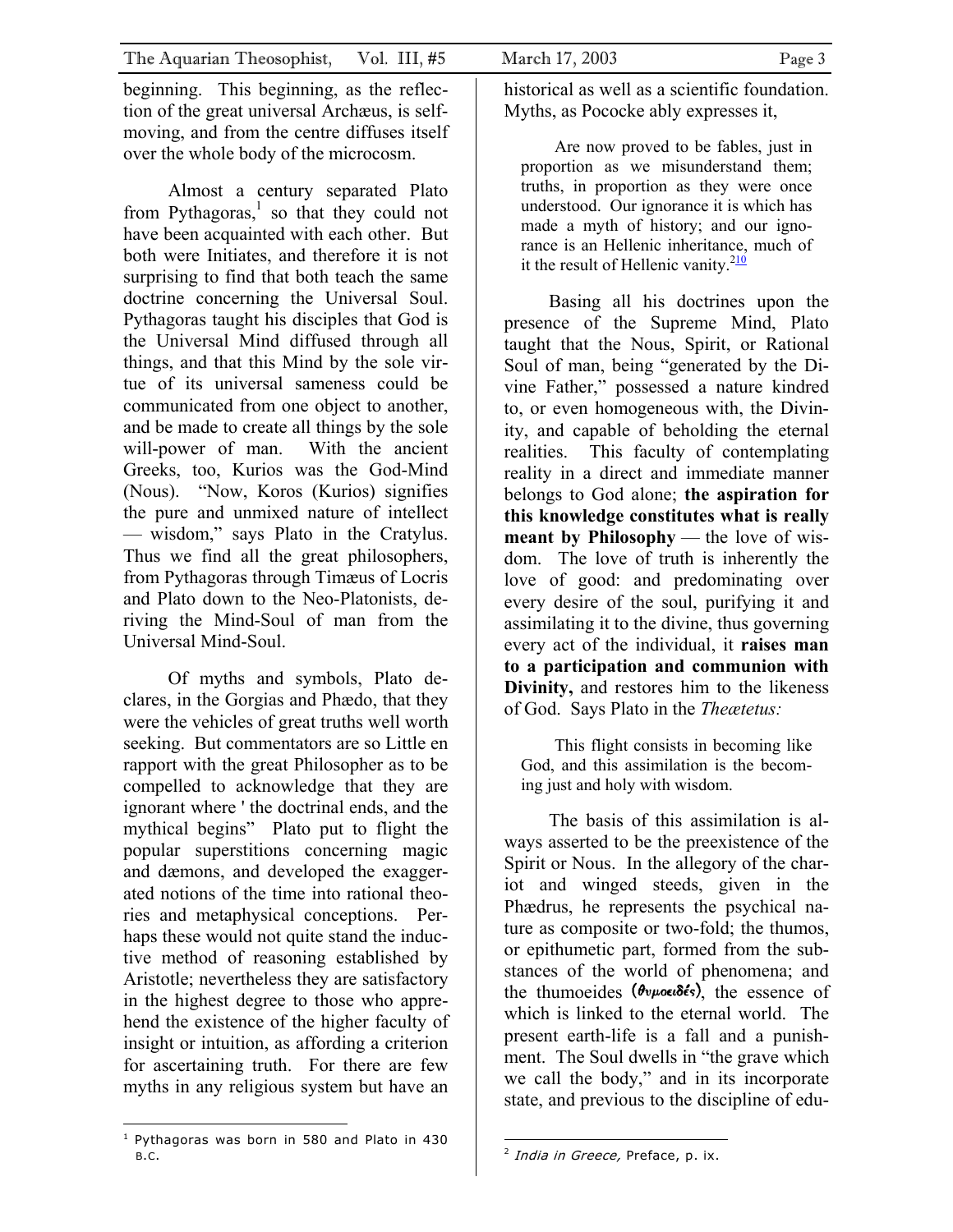beginning. This beginning, as the reflection of the great universal Archæus, is self-moving, and from the centre diffuses itself over the whole body of the microcosm.

Almost a century separated Plato from Pythagoras,[1] so that they could not have been acquainted with each other. But both were Initiates, and therefore it is not surprising to find that both teach the same doctrine concerning the Universal Soul. Pythagoras taught his disciples that God is the Universal Mind diffused through all things, and that this Mind by the sole virtue of its universal sameness could be communicated from one object to another, and be made to create all things by the sole will-power of man. With the ancient Greeks, too, Kurios was the God-Mind (Nous). "Now, Koros (Kurios) signifies the pure and unmixed nature of intellect — wisdom," says Plato in the Cratylus. Thus we find all the great philosophers, from Pythagoras through Timæus of Locris and Plato down to the Neo-Platonists, deriving the Mind-Soul of man from the Universal Mind-Soul.

Of myths and symbols, Plato declares, in the Gorgias and Phædo, that they were the vehicles of great truths well worth seeking. But commentators are so Little en rapport with the great Philosopher as to be compelled to acknowledge that they are ignorant where ' the doctrinal ends, and the mythical begins" Plato put to flight the popular superstitions concerning magic and dæmons, and developed the exaggerated notions of the time into rational theories and metaphysical conceptions. Perhaps these would not quite stand the inductive method of reasoning established by Aristotle; nevertheless they are satisfactory in the highest degree to those who apprehend the existence of the higher faculty of insight or intuition, as affording a criterion for ascertaining truth. For there are few myths in any religious system but have an historical as well as a scientific foundation. Myths, as Pococke ably expresses it,

> Are now proved to be fables, just in proportion as we misunderstand them; truths, in proportion as they were once understood. Our ignorance it is which has made a myth of history; and our ignorance is an Hellenic inheritance, much of it the result of Hellenic vanity.[2]

Basing all his doctrines upon the presence of the Supreme Mind, Plato taught that the Nous, Spirit, or Rational Soul of man, being "generated by the Divine Father," possessed a nature kindred to, or even homogeneous with, the Divinity, and capable of beholding the eternal realities. This faculty of contemplating reality in a direct and immediate manner belongs to God alone; **the aspiration for this knowledge constitutes what is really meant by Philosophy** — the love of wisdom. The love of truth is inherently the love of good: and predominating over every desire of the soul, purifying it and assimilating it to the divine, thus governing every act of the individual, it **raises man to a participation and communion with Divinity,** and restores him to the likeness of God. Says Plato in the *Theætetus:*

> This flight consists in becoming like God, and this assimilation is the becoming just and holy with wisdom.

The basis of this assimilation is always asserted to be the preexistence of the Spirit or Nous. In the allegory of the chariot and winged steeds, given in the Phædrus, he represents the psychical nature as composite or two-fold; the thumos, or epithumetic part, formed from the substances of the world of phenomena; and the thumoeides (θυμοειδές), the essence of which is linked to the eternal world. The present earth-life is a fall and a punishment. The Soul dwells in "the grave which we call the body," and in its incorporate state, and previous to the discipline of edu-

---

[1] Pythagoras was born in 580 and Plato in 430 B.C.

[2] *India in Greece,* Preface, p. ix.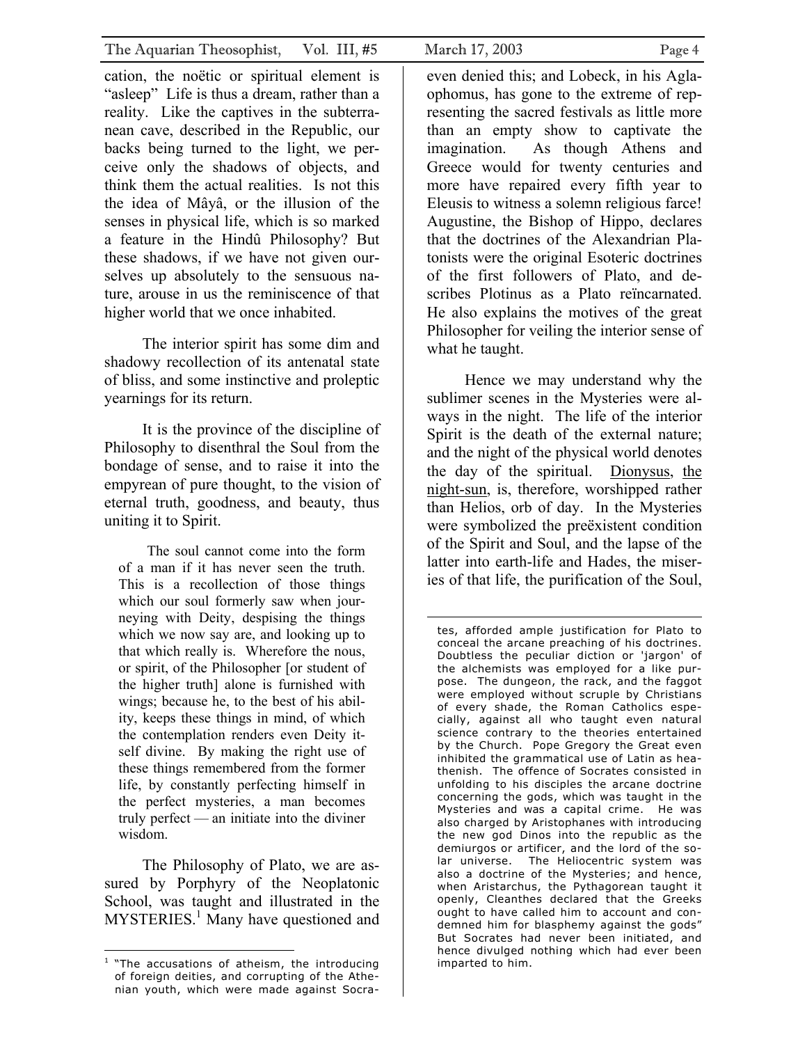cation, the noëtic or spiritual element is "asleep" Life is thus a dream, rather than a reality. Like the captives in the subterranean cave, described in the Republic, our backs being turned to the light, we perceive only the shadows of objects, and think them the actual realities. Is not this the idea of Mâyâ, or the illusion of the senses in physical life, which is so marked a feature in the Hindû Philosophy? But these shadows, if we have not given ourselves up absolutely to the sensuous nature, arouse in us the reminiscence of that higher world that we once inhabited.

The interior spirit has some dim and shadowy recollection of its antenatal state of bliss, and some instinctive and proleptic yearnings for its return.

It is the province of the discipline of Philosophy to disenthral the Soul from the bondage of sense, and to raise it into the empyrean of pure thought, to the vision of eternal truth, goodness, and beauty, thus uniting it to Spirit.

> The soul cannot come into the form of a man if it has never seen the truth. This is a recollection of those things which our soul formerly saw when journeying with Deity, despising the things which we now say are, and looking up to that which really is. Wherefore the nous, or spirit, of the Philosopher [or student of the higher truth] alone is furnished with wings; because he, to the best of his ability, keeps these things in mind, of which the contemplation renders even Deity itself divine. By making the right use of these things remembered from the former life, by constantly perfecting himself in the perfect mysteries, a man becomes truly perfect — an initiate into the diviner wisdom.

The Philosophy of Plato, we are assured by Porphyry of the Neoplatonic School, was taught and illustrated in the MYSTERIES.[1] Many have questioned and even denied this; and Lobeck, in his Aglaophomus, has gone to the extreme of representing the sacred festivals as little more than an empty show to captivate the imagination. As though Athens and Greece would for twenty centuries and more have repaired every fifth year to Eleusis to witness a solemn religious farce! Augustine, the Bishop of Hippo, declares that the doctrines of the Alexandrian Platonists were the original Esoteric doctrines of the first followers of Plato, and describes Plotinus as a Plato reïncarnated. He also explains the motives of the great Philosopher for veiling the interior sense of what he taught.

Hence we may understand why the sublimer scenes in the Mysteries were always in the night. The life of the interior Spirit is the death of the external nature; and the night of the physical world denotes the day of the spiritual. Dionysus, the night-sun, is, therefore, worshipped rather than Helios, orb of day. In the Mysteries were symbolized the preëxistent condition of the Spirit and Soul, and the lapse of the latter into earth-life and Hades, the miseries of that life, the purification of the Soul,

---

[1] "The accusations of atheism, the introducing of foreign deities, and corrupting of the Athenian youth, which were made against Socrates, afforded ample justification for Plato to conceal the arcane preaching of his doctrines. Doubtless the peculiar diction or 'jargon' of the alchemists was employed for a like purpose. The dungeon, the rack, and the faggot were employed without scruple by Christians of every shade, the Roman Catholics especially, against all who taught even natural science contrary to the theories entertained by the Church. Pope Gregory the Great even inhibited the grammatical use of Latin as heathenish. The offence of Socrates consisted in unfolding to his disciples the arcane doctrine concerning the gods, which was taught in the Mysteries and was a capital crime. He was also charged by Aristophanes with introducing the new god Dinos into the republic as the demiurgos or artificer, and the lord of the solar universe. The Heliocentric system was also a doctrine of the Mysteries; and hence, when Aristarchus, the Pythagorean taught it openly, Cleanthes declared that the Greeks ought to have called him to account and condemned him for blasphemy against the gods" But Socrates had never been initiated, and hence divulged nothing which had ever been imparted to him.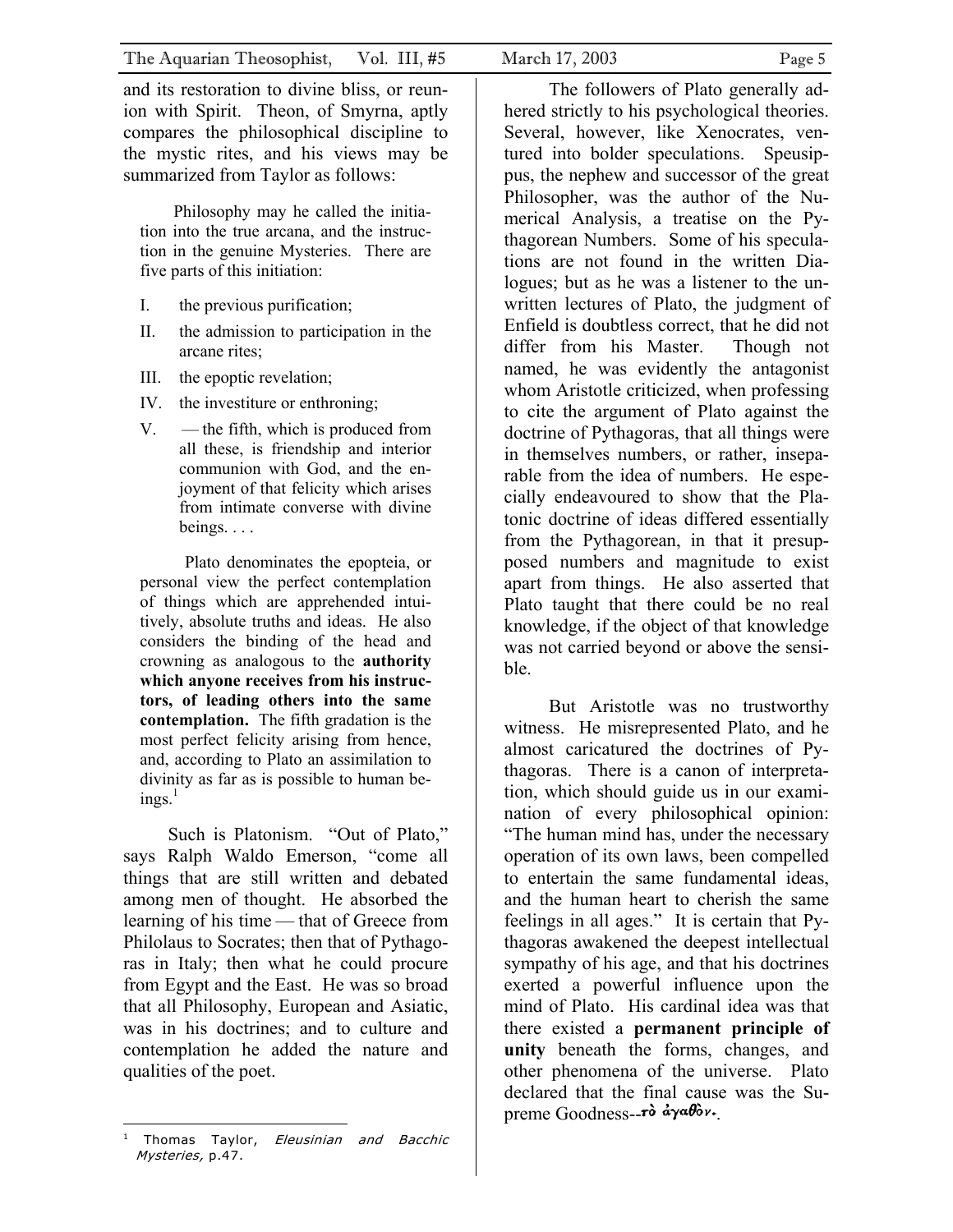and its restoration to divine bliss, or reunion with Spirit. Theon, of Smyrna, aptly compares the philosophical discipline to the mystic rites, and his views may be summarized from Taylor as follows:

> Philosophy may he called the initiation into the true arcana, and the instruction in the genuine Mysteries. There are five parts of this initiation:
>
> I. the previous purification;
>
> II. the admission to participation in the arcane rites;
>
> III. the epoptic revelation;
>
> IV. the investiture or enthroning;
>
> V. — the fifth, which is produced from all these, is friendship and interior communion with God, and the enjoyment of that felicity which arises from intimate converse with divine beings. . . .
>
> Plato denominates the epopteia, or personal view the perfect contemplation of things which are apprehended intuitively, absolute truths and ideas. He also considers the binding of the head and crowning as analogous to the **authority which anyone receives from his instructors, of leading others into the same contemplation.** The fifth gradation is the most perfect felicity arising from hence, and, according to Plato an assimilation to divinity as far as is possible to human beings.[1]

Such is Platonism. "Out of Plato," says Ralph Waldo Emerson, "come all things that are still written and debated among men of thought. He absorbed the learning of his time — that of Greece from Philolaus to Socrates; then that of Pythagoras in Italy; then what he could procure from Egypt and the East. He was so broad that all Philosophy, European and Asiatic, was in his doctrines; and to culture and contemplation he added the nature and qualities of the poet.

The followers of Plato generally adhered strictly to his psychological theories. Several, however, like Xenocrates, ventured into bolder speculations. Speusippus, the nephew and successor of the great Philosopher, was the author of the Numerical Analysis, a treatise on the Pythagorean Numbers. Some of his speculations are not found in the written Dialogues; but as he was a listener to the unwritten lectures of Plato, the judgment of Enfield is doubtless correct, that he did not differ from his Master. Though not named, he was evidently the antagonist whom Aristotle criticized, when professing to cite the argument of Plato against the doctrine of Pythagoras, that all things were in themselves numbers, or rather, inseparable from the idea of numbers. He especially endeavoured to show that the Platonic doctrine of ideas differed essentially from the Pythagorean, in that it presupposed numbers and magnitude to exist apart from things. He also asserted that Plato taught that there could be no real knowledge, if the object of that knowledge was not carried beyond or above the sensible.

But Aristotle was no trustworthy witness. He misrepresented Plato, and he almost caricatured the doctrines of Pythagoras. There is a canon of interpretation, which should guide us in our examination of every philosophical opinion: "The human mind has, under the necessary operation of its own laws, been compelled to entertain the same fundamental ideas, and the human heart to cherish the same feelings in all ages." It is certain that Pythagoras awakened the deepest intellectual sympathy of his age, and that his doctrines exerted a powerful influence upon the mind of Plato. His cardinal idea was that there existed a **permanent principle of unity** beneath the forms, changes, and other phenomena of the universe. Plato declared that the final cause was the Supreme Goodness--τὸ ἀγαθὸν.

---

[1] Thomas Taylor, *Eleusinian and Bacchic Mysteries,* p.47.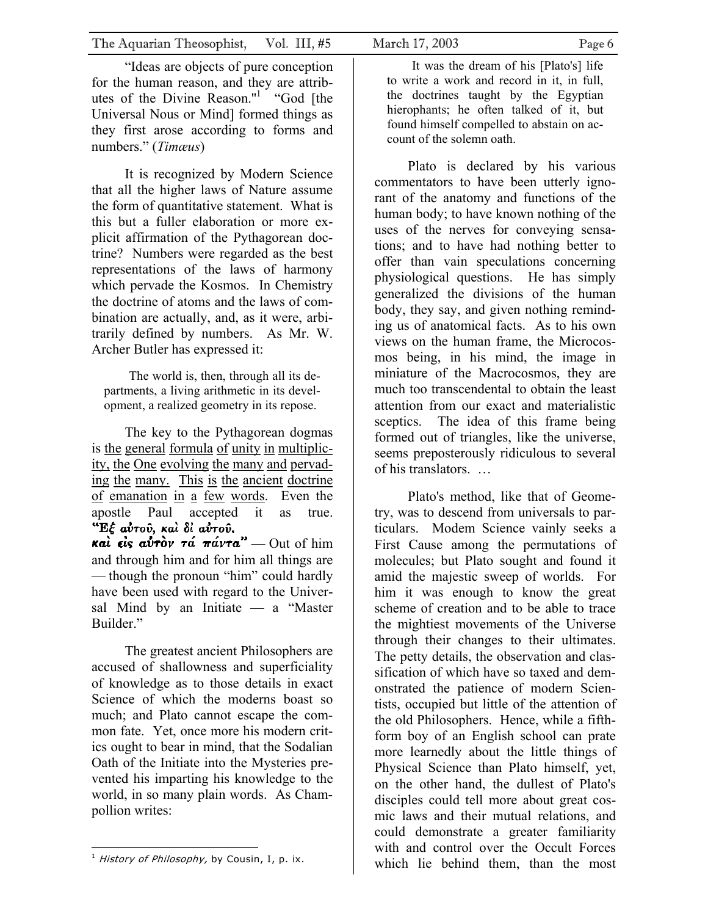"Ideas are objects of pure conception for the human reason, and they are attributes of the Divine Reason."[1] "God [the Universal Nous or Mind] formed things as they first arose according to forms and numbers." (*Timæus*)

It is recognized by Modern Science that all the higher laws of Nature assume the form of quantitative statement. What is this but a fuller elaboration or more explicit affirmation of the Pythagorean doctrine? Numbers were regarded as the best representations of the laws of harmony which pervade the Kosmos. In Chemistry the doctrine of atoms and the laws of combination are actually, and, as it were, arbitrarily defined by numbers. As Mr. W. Archer Butler has expressed it:

> The world is, then, through all its departments, a living arithmetic in its development, a realized geometry in its repose.

The key to the Pythagorean dogmas is <u>the general formula of unity in multiplicity, the One evolving the many and pervading the many. This is the ancient doctrine of emanation in a few words</u>. Even the apostle Paul accepted it as true. **"Ἐξ αὐτοῦ, καὶ δι' αὐτοῦ, καὶ εἰς αὐτὸν τά πάντα"** — Out of him and through him and for him all things are — though the pronoun "him" could hardly have been used with regard to the Universal Mind by an Initiate — a "Master Builder."

The greatest ancient Philosophers are accused of shallowness and superficiality of knowledge as to those details in exact Science of which the moderns boast so much; and Plato cannot escape the common fate. Yet, once more his modern critics ought to bear in mind, that the Sodalian Oath of the Initiate into the Mysteries prevented his imparting his knowledge to the world, in so many plain words. As Champollion writes:

> It was the dream of his [Plato's] life to write a work and record in it, in full, the doctrines taught by the Egyptian hierophants; he often talked of it, but found himself compelled to abstain on account of the solemn oath.

Plato is declared by his various commentators to have been utterly ignorant of the anatomy and functions of the human body; to have known nothing of the uses of the nerves for conveying sensations; and to have had nothing better to offer than vain speculations concerning physiological questions. He has simply generalized the divisions of the human body, they say, and given nothing reminding us of anatomical facts. As to his own views on the human frame, the Microcosmos being, in his mind, the image in miniature of the Macrocosmos, they are much too transcendental to obtain the least attention from our exact and materialistic sceptics. The idea of this frame being formed out of triangles, like the universe, seems preposterously ridiculous to several of his translators. …

Plato's method, like that of Geometry, was to descend from universals to particulars. Modem Science vainly seeks a First Cause among the permutations of molecules; but Plato sought and found it amid the majestic sweep of worlds. For him it was enough to know the great scheme of creation and to be able to trace the mightiest movements of the Universe through their changes to their ultimates. The petty details, the observation and classification of which have so taxed and demonstrated the patience of modern Scientists, occupied but little of the attention of the old Philosophers. Hence, while a fifth-form boy of an English school can prate more learnedly about the little things of Physical Science than Plato himself, yet, on the other hand, the dullest of Plato's disciples could tell more about great cosmic laws and their mutual relations, and could demonstrate a greater familiarity with and control over the Occult Forces which lie behind them, than the most

---

[1] *History of Philosophy,* by Cousin, I, p. ix.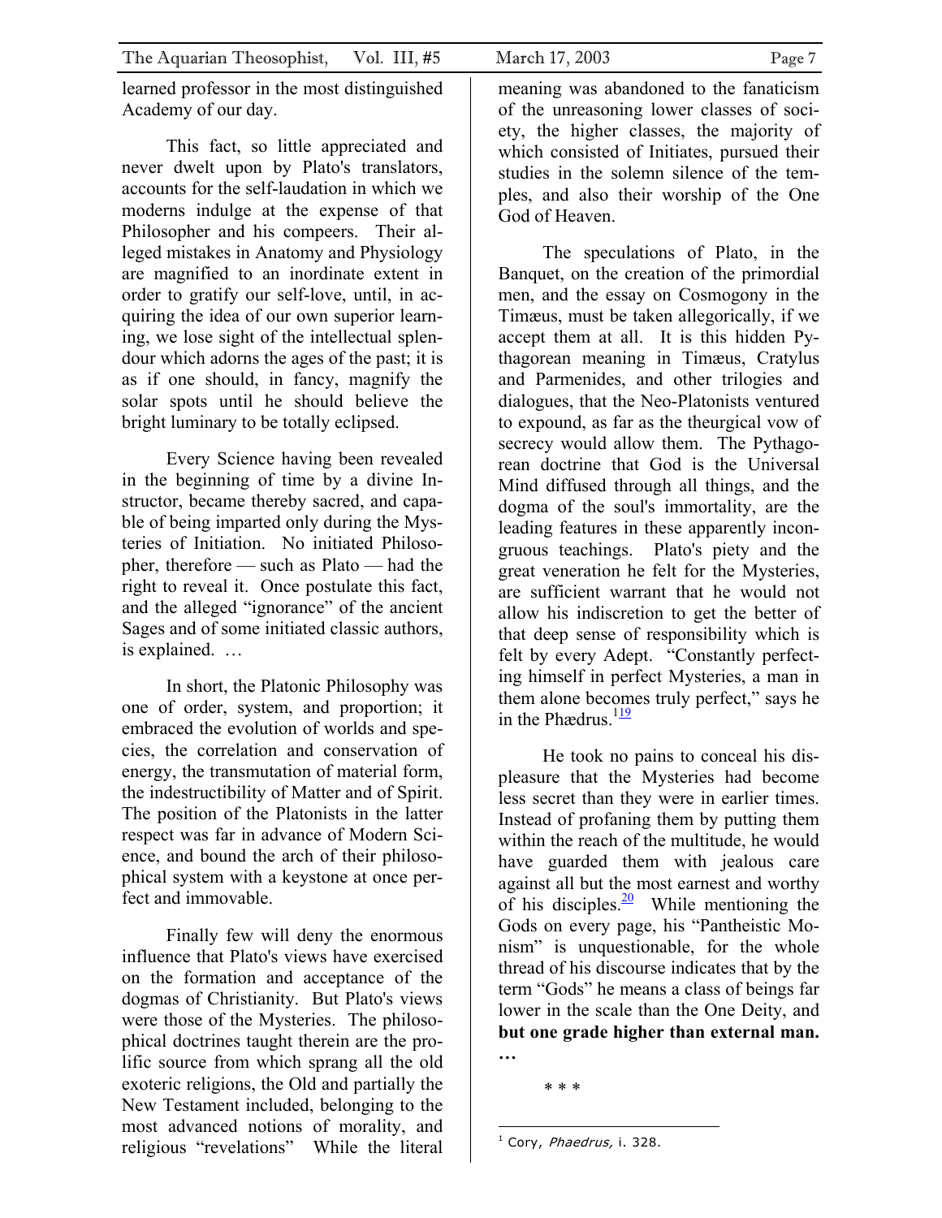learned professor in the most distinguished Academy of our day.

This fact, so little appreciated and never dwelt upon by Plato's translators, accounts for the self-laudation in which we moderns indulge at the expense of that Philosopher and his compeers. Their alleged mistakes in Anatomy and Physiology are magnified to an inordinate extent in order to gratify our self-love, until, in acquiring the idea of our own superior learning, we lose sight of the intellectual splendour which adorns the ages of the past; it is as if one should, in fancy, magnify the solar spots until he should believe the bright luminary to be totally eclipsed.

Every Science having been revealed in the beginning of time by a divine Instructor, became thereby sacred, and capable of being imparted only during the Mysteries of Initiation. No initiated Philosopher, therefore — such as Plato — had the right to reveal it. Once postulate this fact, and the alleged "ignorance" of the ancient Sages and of some initiated classic authors, is explained. …

In short, the Platonic Philosophy was one of order, system, and proportion; it embraced the evolution of worlds and species, the correlation and conservation of energy, the transmutation of material form, the indestructibility of Matter and of Spirit. The position of the Platonists in the latter respect was far in advance of Modern Science, and bound the arch of their philosophical system with a keystone at once perfect and immovable.

Finally few will deny the enormous influence that Plato's views have exercised on the formation and acceptance of the dogmas of Christianity. But Plato's views were those of the Mysteries. The philosophical doctrines taught therein are the prolific source from which sprang all the old exoteric religions, the Old and partially the New Testament included, belonging to the most advanced notions of morality, and religious "revelations" While the literal meaning was abandoned to the fanaticism of the unreasoning lower classes of society, the higher classes, the majority of which consisted of Initiates, pursued their studies in the solemn silence of the temples, and also their worship of the One God of Heaven.

The speculations of Plato, in the Banquet, on the creation of the primordial men, and the essay on Cosmogony in the Timæus, must be taken allegorically, if we accept them at all. It is this hidden Pythagorean meaning in Timæus, Cratylus and Parmenides, and other trilogies and dialogues, that the Neo-Platonists ventured to expound, as far as the theurgical vow of secrecy would allow them. The Pythagorean doctrine that God is the Universal Mind diffused through all things, and the dogma of the soul's immortality, are the leading features in these apparently incongruous teachings. Plato's piety and the great veneration he felt for the Mysteries, are sufficient warrant that he would not allow his indiscretion to get the better of that deep sense of responsibility which is felt by every Adept. "Constantly perfecting himself in perfect Mysteries, a man in them alone becomes truly perfect," says he in the Phædrus.[1][19]

He took no pains to conceal his displeasure that the Mysteries had become less secret than they were in earlier times. Instead of profaning them by putting them within the reach of the multitude, he would have guarded them with jealous care against all but the most earnest and worthy of his disciples.[20] While mentioning the Gods on every page, his "Pantheistic Monism" is unquestionable, for the whole thread of his discourse indicates that by the term "Gods" he means a class of beings far lower in the scale than the One Deity, and **but one grade higher than external man. …**

\* \* \*

---

[1] Cory, *Phaedrus,* i. 328.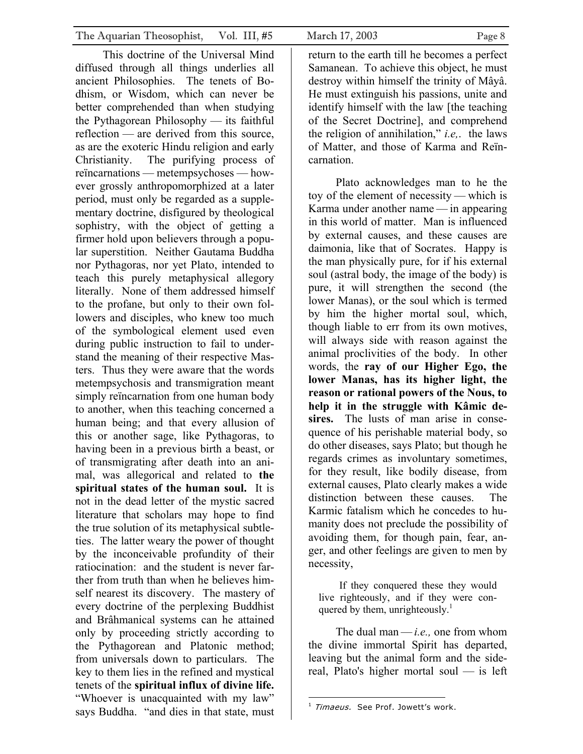This doctrine of the Universal Mind diffused through all things underlies all ancient Philosophies. The tenets of Bodhism, or Wisdom, which can never be better comprehended than when studying the Pythagorean Philosophy — its faithful reflection — are derived from this source, as are the exoteric Hindu religion and early Christianity. The purifying process of reïncarnations — metempsychoses — however grossly anthropomorphized at a later period, must only be regarded as a supplementary doctrine, disfigured by theological sophistry, with the object of getting a firmer hold upon believers through a popular superstition. Neither Gautama Buddha nor Pythagoras, nor yet Plato, intended to teach this purely metaphysical allegory literally. None of them addressed himself to the profane, but only to their own followers and disciples, who knew too much of the symbological element used even during public instruction to fail to understand the meaning of their respective Masters. Thus they were aware that the words metempsychosis and transmigration meant simply reïncarnation from one human body to another, when this teaching concerned a human being; and that every allusion of this or another sage, like Pythagoras, to having been in a previous birth a beast, or of transmigrating after death into an animal, was allegorical and related to **the spiritual states of the human soul.** It is not in the dead letter of the mystic sacred literature that scholars may hope to find the true solution of its metaphysical subtleties. The latter weary the power of thought by the inconceivable profundity of their ratiocination: and the student is never farther from truth than when he believes himself nearest its discovery. The mastery of every doctrine of the perplexing Buddhist and Brâhmanical systems can he attained only by proceeding strictly according to the Pythagorean and Platonic method; from universals down to particulars. The key to them lies in the refined and mystical tenets of the **spiritual influx of divine life.** "Whoever is unacquainted with my law" says Buddha. "and dies in that state, must return to the earth till he becomes a perfect Samanean. To achieve this object, he must destroy within himself the trinity of Mâyâ. He must extinguish his passions, unite and identify himself with the law [the teaching of the Secret Doctrine], and comprehend the religion of annihilation," *i.e,.* the laws of Matter, and those of Karma and Reïncarnation.

Plato acknowledges man to he the toy of the element of necessity — which is Karma under another name — in appearing in this world of matter. Man is influenced by external causes, and these causes are daimonia, like that of Socrates. Happy is the man physically pure, for if his external soul (astral body, the image of the body) is pure, it will strengthen the second (the lower Manas), or the soul which is termed by him the higher mortal soul, which, though liable to err from its own motives, will always side with reason against the animal proclivities of the body. In other words, the **ray of our Higher Ego, the lower Manas, has its higher light, the reason or rational powers of the Nous, to help it in the struggle with Kâmic desires.** The lusts of man arise in consequence of his perishable material body, so do other diseases, says Plato; but though he regards crimes as involuntary sometimes, for they result, like bodily disease, from external causes, Plato clearly makes a wide distinction between these causes. The Karmic fatalism which he concedes to humanity does not preclude the possibility of avoiding them, for though pain, fear, anger, and other feelings are given to men by necessity,

> If they conquered these they would live righteously, and if they were conquered by them, unrighteously.[1]

The dual man — *i.e.,* one from whom the divine immortal Spirit has departed, leaving but the animal form and the sidereal, Plato's higher mortal soul — is left

[1] *Timaeus.* See Prof. Jowett's work.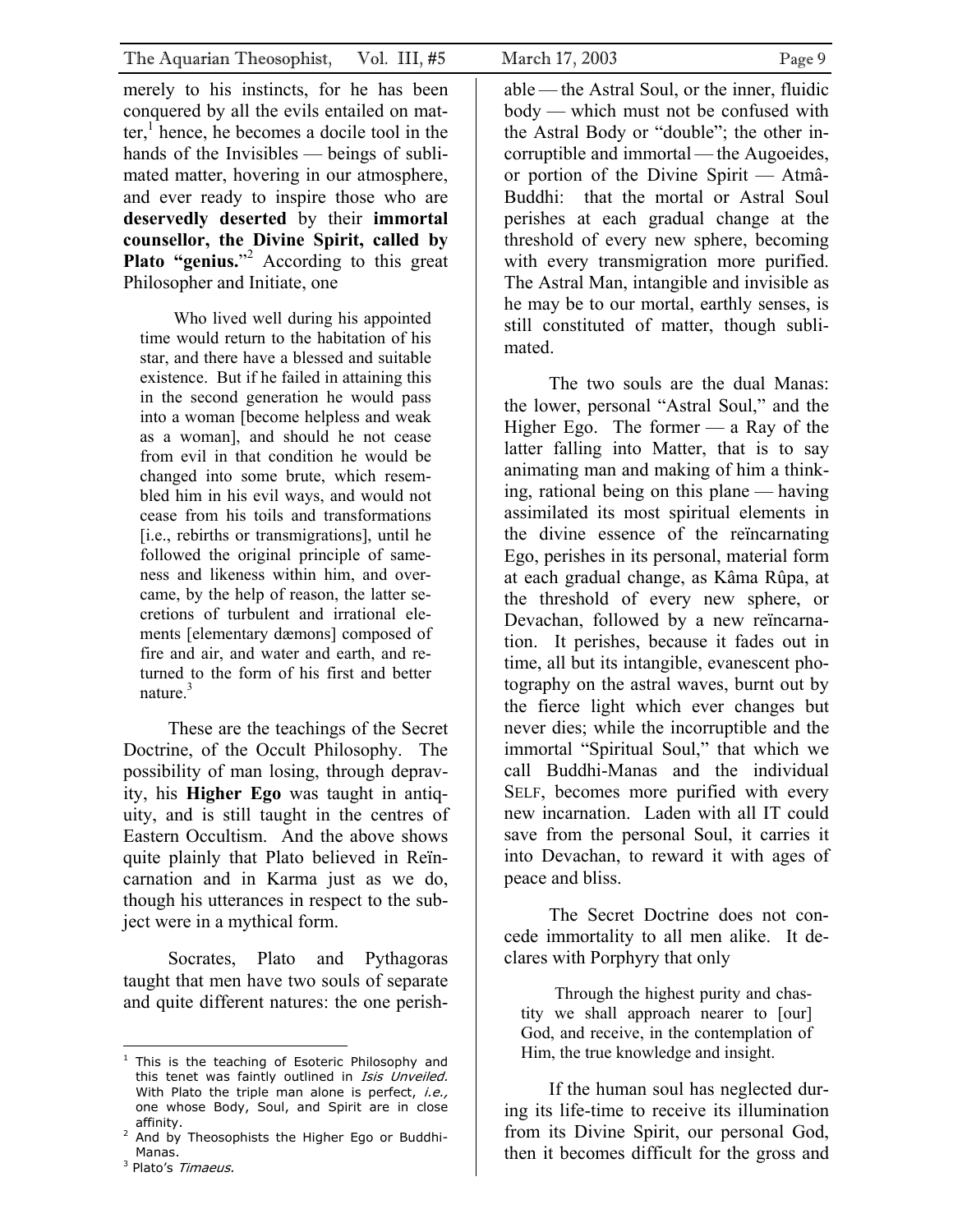merely to his instincts, for he has been conquered by all the evils entailed on matter,[1] hence, he becomes a docile tool in the hands of the Invisibles — beings of sublimated matter, hovering in our atmosphere, and ever ready to inspire those who are **deservedly deserted** by their **immortal counsellor, the Divine Spirit, called by Plato "genius.**"[2] According to this great Philosopher and Initiate, one

> Who lived well during his appointed time would return to the habitation of his star, and there have a blessed and suitable existence. But if he failed in attaining this in the second generation he would pass into a woman [become helpless and weak as a woman], and should he not cease from evil in that condition he would be changed into some brute, which resembled him in his evil ways, and would not cease from his toils and transformations [i.e., rebirths or transmigrations], until he followed the original principle of sameness and likeness within him, and overcame, by the help of reason, the latter secretions of turbulent and irrational elements [elementary dæmons] composed of fire and air, and water and earth, and returned to the form of his first and better nature.[3]

These are the teachings of the Secret Doctrine, of the Occult Philosophy. The possibility of man losing, through depravity, his **Higher Ego** was taught in antiquity, and is still taught in the centres of Eastern Occultism. And the above shows quite plainly that Plato believed in Reïncarnation and in Karma just as we do, though his utterances in respect to the subject were in a mythical form.

Socrates, Plato and Pythagoras taught that men have two souls of separate and quite different natures: the one perishable — the Astral Soul, or the inner, fluidic body — which must not be confused with the Astral Body or "double"; the other incorruptible and immortal — the Augoeides, or portion of the Divine Spirit — Atmâ-Buddhi: that the mortal or Astral Soul perishes at each gradual change at the threshold of every new sphere, becoming with every transmigration more purified. The Astral Man, intangible and invisible as he may be to our mortal, earthly senses, is still constituted of matter, though sublimated.

The two souls are the dual Manas: the lower, personal "Astral Soul," and the Higher Ego. The former — a Ray of the latter falling into Matter, that is to say animating man and making of him a thinking, rational being on this plane — having assimilated its most spiritual elements in the divine essence of the reïncarnating Ego, perishes in its personal, material form at each gradual change, as Kâma Rûpa, at the threshold of every new sphere, or Devachan, followed by a new reïncarnation. It perishes, because it fades out in time, all but its intangible, evanescent photography on the astral waves, burnt out by the fierce light which ever changes but never dies; while the incorruptible and the immortal "Spiritual Soul," that which we call Buddhi-Manas and the individual SELF, becomes more purified with every new incarnation. Laden with all IT could save from the personal Soul, it carries it into Devachan, to reward it with ages of peace and bliss.

The Secret Doctrine does not concede immortality to all men alike. It declares with Porphyry that only

> Through the highest purity and chastity we shall approach nearer to [our] God, and receive, in the contemplation of Him, the true knowledge and insight.

If the human soul has neglected during its life-time to receive its illumination from its Divine Spirit, our personal God, then it becomes difficult for the gross and

---

[1] This is the teaching of Esoteric Philosophy and this tenet was faintly outlined in *Isis Unveiled*. With Plato the triple man alone is perfect, *i.e.,* one whose Body, Soul, and Spirit are in close affinity.

[2] And by Theosophists the Higher Ego or Buddhi-Manas.

[3] Plato's *Timaeus.*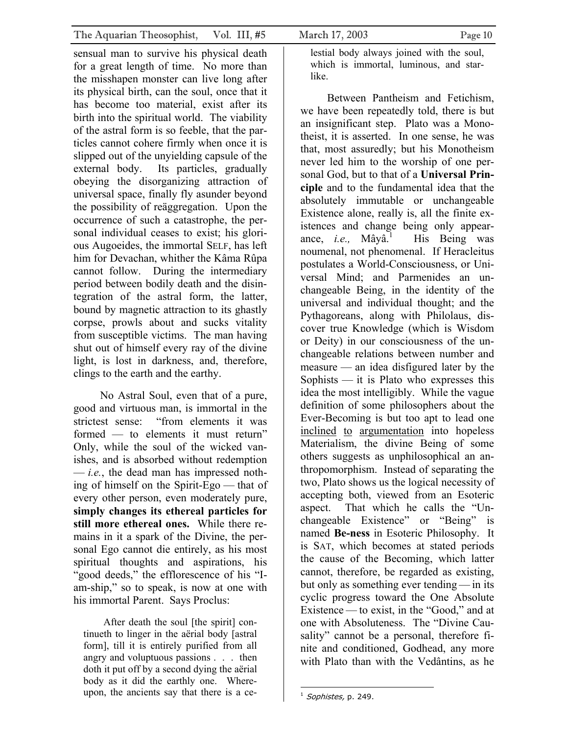sensual man to survive his physical death for a great length of time. No more than the misshapen monster can live long after its physical birth, can the soul, once that it has become too material, exist after its birth into the spiritual world. The viability of the astral form is so feeble, that the particles cannot cohere firmly when once it is slipped out of the unyielding capsule of the external body. Its particles, gradually obeying the disorganizing attraction of universal space, finally fly asunder beyond the possibility of reäggregation. Upon the occurrence of such a catastrophe, the personal individual ceases to exist; his glorious Augoeides, the immortal SELF, has left him for Devachan, whither the Kâma Rûpa cannot follow. During the intermediary period between bodily death and the disintegration of the astral form, the latter, bound by magnetic attraction to its ghastly corpse, prowls about and sucks vitality from susceptible victims. The man having shut out of himself every ray of the divine light, is lost in darkness, and, therefore, clings to the earth and the earthy.

No Astral Soul, even that of a pure, good and virtuous man, is immortal in the strictest sense: "from elements it was formed — to elements it must return" Only, while the soul of the wicked vanishes, and is absorbed without redemption — *i.e.*, the dead man has impressed nothing of himself on the Spirit-Ego — that of every other person, even moderately pure, **simply changes its ethereal particles for still more ethereal ones.** While there remains in it a spark of the Divine, the personal Ego cannot die entirely, as his most spiritual thoughts and aspirations, his "good deeds," the efflorescence of his "I-am-ship," so to speak, is now at one with his immortal Parent. Says Proclus:

> After death the soul [the spirit] continueth to linger in the aërial body [astral form], till it is entirely purified from all angry and voluptuous passions . . . then doth it put off by a second dying the aërial body as it did the earthly one. Whereupon, the ancients say that there is a celestial body always joined with the soul, which is immortal, luminous, and starlike.

Between Pantheism and Fetichism, we have been repeatedly told, there is but an insignificant step. Plato was a Monotheist, it is asserted. In one sense, he was that, most assuredly; but his Monotheism never led him to the worship of one personal God, but to that of a **Universal Principle** and to the fundamental idea that the absolutely immutable or unchangeable Existence alone, really is, all the finite existences and change being only appearance, *i.e.,* Mâyâ.[1] His Being was noumenal, not phenomenal. If Heracleitus postulates a World-Consciousness, or Universal Mind; and Parmenides an unchangeable Being, in the identity of the universal and individual thought; and the Pythagoreans, along with Philolaus, discover true Knowledge (which is Wisdom or Deity) in our consciousness of the unchangeable relations between number and measure — an idea disfigured later by the Sophists — it is Plato who expresses this idea the most intelligibly. While the vague definition of some philosophers about the Ever-Becoming is but too apt to lead one inclined to argumentation into hopeless Materialism, the divine Being of some others suggests as unphilosophical an anthropomorphism. Instead of separating the two, Plato shows us the logical necessity of accepting both, viewed from an Esoteric aspect. That which he calls the "Unchangeable Existence" or "Being" is named **Be-ness** in Esoteric Philosophy. It is SAT, which becomes at stated periods the cause of the Becoming, which latter cannot, therefore, be regarded as existing, but only as something ever tending — in its cyclic progress toward the One Absolute Existence — to exist, in the "Good," and at one with Absoluteness. The "Divine Causality" cannot be a personal, therefore finite and conditioned, Godhead, any more with Plato than with the Vedântins, as he

[1] *Sophistes,* p. 249.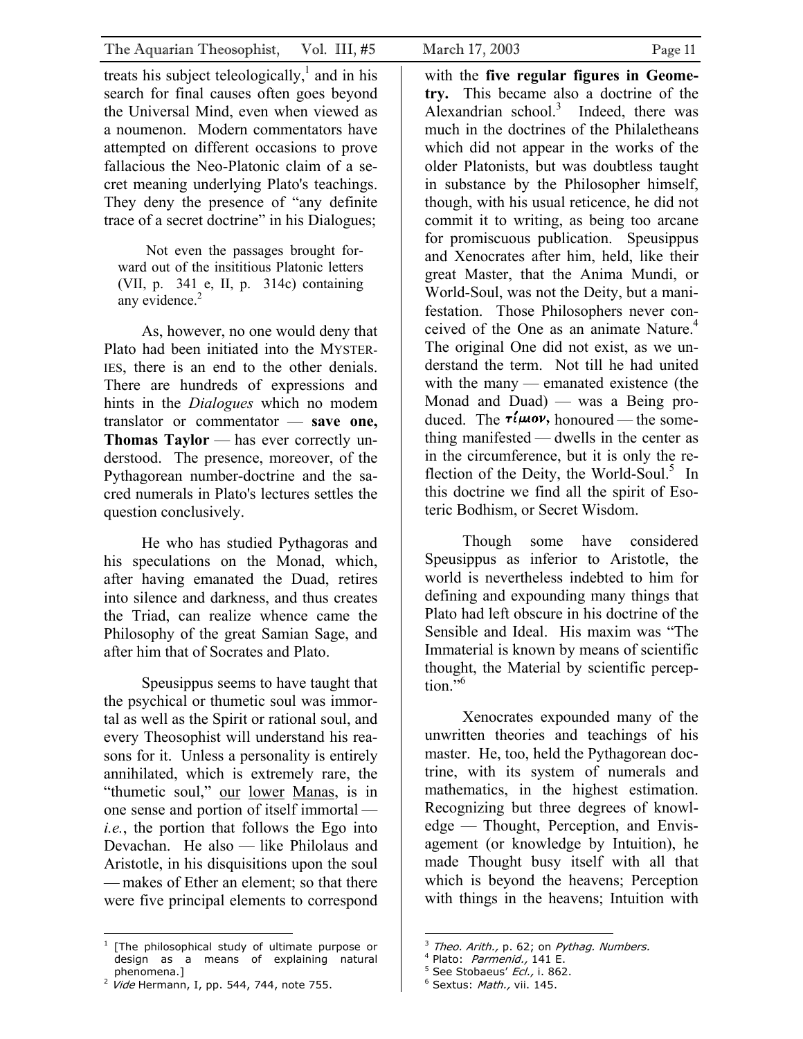treats his subject teleologically,[1] and in his search for final causes often goes beyond the Universal Mind, even when viewed as a noumenon. Modern commentators have attempted on different occasions to prove fallacious the Neo-Platonic claim of a secret meaning underlying Plato's teachings. They deny the presence of "any definite trace of a secret doctrine" in his Dialogues;

> Not even the passages brought forward out of the insititious Platonic letters (VII, p. 341 e, II, p. 314c) containing any evidence.[2]

As, however, no one would deny that Plato had been initiated into the MYSTERIES, there is an end to the other denials. There are hundreds of expressions and hints in the *Dialogues* which no modem translator or commentator — **save one, Thomas Taylor** — has ever correctly understood. The presence, moreover, of the Pythagorean number-doctrine and the sacred numerals in Plato's lectures settles the question conclusively.

He who has studied Pythagoras and his speculations on the Monad, which, after having emanated the Duad, retires into silence and darkness, and thus creates the Triad, can realize whence came the Philosophy of the great Samian Sage, and after him that of Socrates and Plato.

Speusippus seems to have taught that the psychical or thumetic soul was immortal as well as the Spirit or rational soul, and every Theosophist will understand his reasons for it. Unless a personality is entirely annihilated, which is extremely rare, the "thumetic soul," our lower Manas, is in one sense and portion of itself immortal — *i.e.*, the portion that follows the Ego into Devachan. He also — like Philolaus and Aristotle, in his disquisitions upon the soul — makes of Ether an element; so that there were five principal elements to correspond with the **five regular figures in Geometry.** This became also a doctrine of the Alexandrian school.[3] Indeed, there was much in the doctrines of the Philaletheans which did not appear in the works of the older Platonists, but was doubtless taught in substance by the Philosopher himself, though, with his usual reticence, he did not commit it to writing, as being too arcane for promiscuous publication. Speusippus and Xenocrates after him, held, like their great Master, that the Anima Mundi, or World-Soul, was not the Deity, but a manifestation. Those Philosophers never conceived of the One as an animate Nature.[4] The original One did not exist, as we understand the term. Not till he had united with the many — emanated existence (the Monad and Duad) — was a Being produced. The **τίμιον,** honoured — the something manifested — dwells in the center as in the circumference, but it is only the reflection of the Deity, the World-Soul.[5] In this doctrine we find all the spirit of Esoteric Bodhism, or Secret Wisdom.

Though some have considered Speusippus as inferior to Aristotle, the world is nevertheless indebted to him for defining and expounding many things that Plato had left obscure in his doctrine of the Sensible and Ideal. His maxim was "The Immaterial is known by means of scientific thought, the Material by scientific perception."[6]

Xenocrates expounded many of the unwritten theories and teachings of his master. He, too, held the Pythagorean doctrine, with its system of numerals and mathematics, in the highest estimation. Recognizing but three degrees of knowledge — Thought, Perception, and Envisagement (or knowledge by Intuition), he made Thought busy itself with all that which is beyond the heavens; Perception with things in the heavens; Intuition with

---

[1] [The philosophical study of ultimate purpose or design as a means of explaining natural phenomena.]

[2] *Vide* Hermann, I, pp. 544, 744, note 755.

[3] *Theo. Arith.,* p. 62; on *Pythag. Numbers.*

[4] Plato: *Parmenid.,* 141 E.

[5] See Stobaeus' *Ecl.,* i. 862.

[6] Sextus: *Math.,* vii. 145.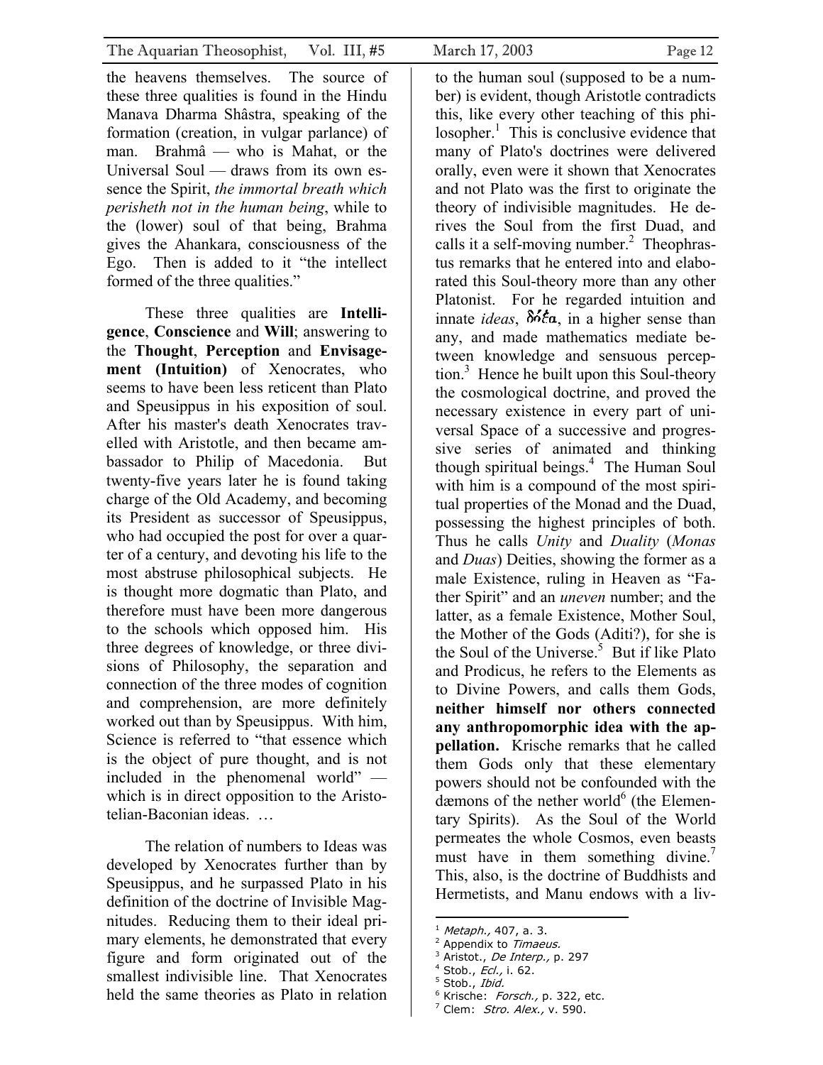the heavens themselves. The source of these three qualities is found in the Hindu Manava Dharma Shâstra, speaking of the formation (creation, in vulgar parlance) of man. Brahmâ — who is Mahat, or the Universal Soul — draws from its own essence the Spirit, *the immortal breath which perisheth not in the human being*, while to the (lower) soul of that being, Brahma gives the Ahankara, consciousness of the Ego. Then is added to it "the intellect formed of the three qualities."

These three qualities are **Intelligence**, **Conscience** and **Will**; answering to the **Thought**, **Perception** and **Envisagement (Intuition)** of Xenocrates, who seems to have been less reticent than Plato and Speusippus in his exposition of soul. After his master's death Xenocrates travelled with Aristotle, and then became ambassador to Philip of Macedonia. But twenty-five years later he is found taking charge of the Old Academy, and becoming its President as successor of Speusippus, who had occupied the post for over a quarter of a century, and devoting his life to the most abstruse philosophical subjects. He is thought more dogmatic than Plato, and therefore must have been more dangerous to the schools which opposed him. His three degrees of knowledge, or three divisions of Philosophy, the separation and connection of the three modes of cognition and comprehension, are more definitely worked out than by Speusippus. With him, Science is referred to "that essence which is the object of pure thought, and is not included in the phenomenal world" — which is in direct opposition to the Aristotelian-Baconian ideas. …

The relation of numbers to Ideas was developed by Xenocrates further than by Speusippus, and he surpassed Plato in his definition of the doctrine of Invisible Magnitudes. Reducing them to their ideal primary elements, he demonstrated that every figure and form originated out of the smallest indivisible line. That Xenocrates held the same theories as Plato in relation to the human soul (supposed to be a number) is evident, though Aristotle contradicts this, like every other teaching of this philosopher.[1] This is conclusive evidence that many of Plato's doctrines were delivered orally, even were it shown that Xenocrates and not Plato was the first to originate the theory of indivisible magnitudes. He derives the Soul from the first Duad, and calls it a self-moving number.[2] Theophrastus remarks that he entered into and elaborated this Soul-theory more than any other Platonist. For he regarded intuition and innate *ideas*, δόξα, in a higher sense than any, and made mathematics mediate between knowledge and sensuous perception.[3] Hence he built upon this Soul-theory the cosmological doctrine, and proved the necessary existence in every part of universal Space of a successive and progressive series of animated and thinking though spiritual beings.[4] The Human Soul with him is a compound of the most spiritual properties of the Monad and the Duad, possessing the highest principles of both. Thus he calls *Unity* and *Duality* (*Monas* and *Duas*) Deities, showing the former as a male Existence, ruling in Heaven as "Father Spirit" and an *uneven* number; and the latter, as a female Existence, Mother Soul, the Mother of the Gods (Aditi?), for she is the Soul of the Universe.[5] But if like Plato and Prodicus, he refers to the Elements as to Divine Powers, and calls them Gods, **neither himself nor others connected any anthropomorphic idea with the appellation.** Krische remarks that he called them Gods only that these elementary powers should not be confounded with the dæmons of the nether world[6] (the Elementary Spirits). As the Soul of the World permeates the whole Cosmos, even beasts must have in them something divine.[7] This, also, is the doctrine of Buddhists and Hermetists, and Manu endows with a liv-

---

[1] *Metaph.,* 407, a. 3.
[2] Appendix to *Timaeus.*
[3] Aristot., *De Interp.,* p. 297
[4] Stob., *Ecl.,* i. 62.
[5] Stob., *Ibid.*
[6] Krische: *Forsch.,* p. 322, etc.
[7] Clem: *Stro. Alex.,* v. 590.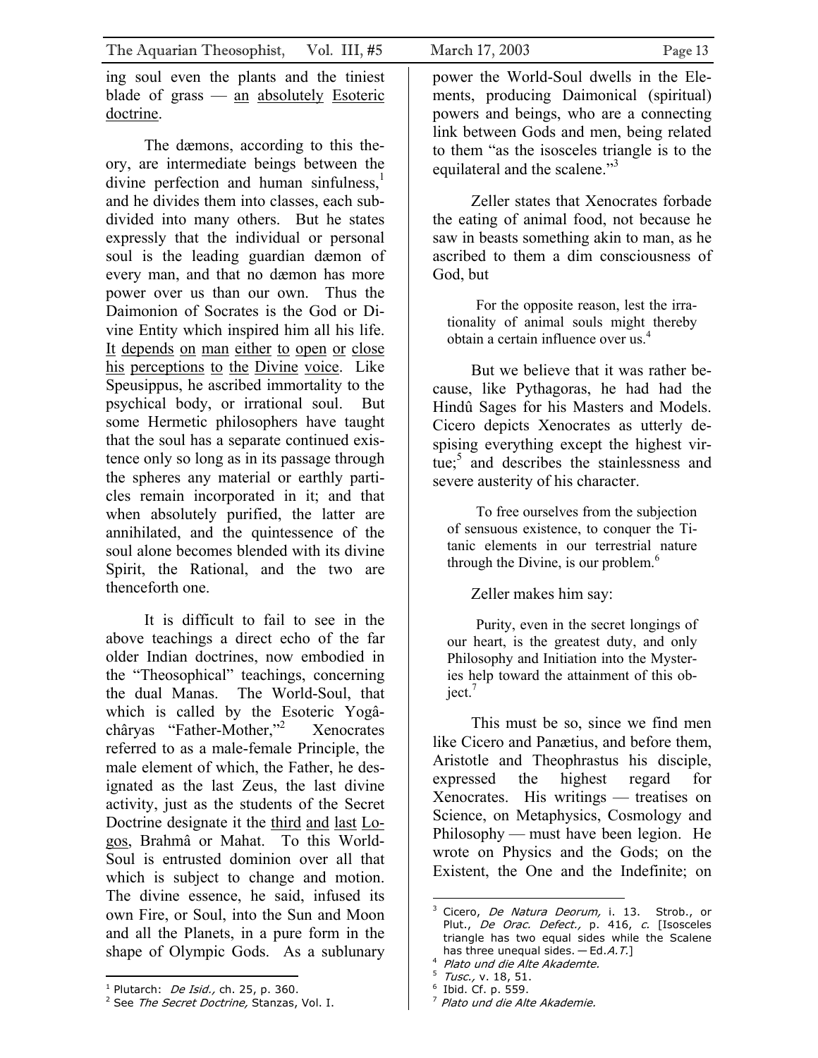ing soul even the plants and the tiniest blade of grass — an absolutely Esoteric doctrine.

The dæmons, according to this theory, are intermediate beings between the divine perfection and human sinfulness,[1] and he divides them into classes, each subdivided into many others. But he states expressly that the individual or personal soul is the leading guardian dæmon of every man, and that no dæmon has more power over us than our own. Thus the Daimonion of Socrates is the God or Divine Entity which inspired him all his life. It depends on man either to open or close his perceptions to the Divine voice. Like Speusippus, he ascribed immortality to the psychical body, or irrational soul. But some Hermetic philosophers have taught that the soul has a separate continued existence only so long as in its passage through the spheres any material or earthly particles remain incorporated in it; and that when absolutely purified, the latter are annihilated, and the quintessence of the soul alone becomes blended with its divine Spirit, the Rational, and the two are thenceforth one.

It is difficult to fail to see in the above teachings a direct echo of the far older Indian doctrines, now embodied in the "Theosophical" teachings, concerning the dual Manas. The World-Soul, that which is called by the Esoteric Yogâchâryas "Father-Mother,"[2] Xenocrates referred to as a male-female Principle, the male element of which, the Father, he designated as the last Zeus, the last divine activity, just as the students of the Secret Doctrine designate it the third and last Logos, Brahmâ or Mahat. To this World-Soul is entrusted dominion over all that which is subject to change and motion. The divine essence, he said, infused its own Fire, or Soul, into the Sun and Moon and all the Planets, in a pure form in the shape of Olympic Gods. As a sublunary power the World-Soul dwells in the Elements, producing Daimonical (spiritual) powers and beings, who are a connecting link between Gods and men, being related to them "as the isosceles triangle is to the equilateral and the scalene."[3]

Zeller states that Xenocrates forbade the eating of animal food, not because he saw in beasts something akin to man, as he ascribed to them a dim consciousness of God, but

> For the opposite reason, lest the irrationality of animal souls might thereby obtain a certain influence over us.[4]

But we believe that it was rather because, like Pythagoras, he had had the Hindû Sages for his Masters and Models. Cicero depicts Xenocrates as utterly despising everything except the highest virtue;[5] and describes the stainlessness and severe austerity of his character.

> To free ourselves from the subjection of sensuous existence, to conquer the Titanic elements in our terrestrial nature through the Divine, is our problem.[6]

Zeller makes him say:

> Purity, even in the secret longings of our heart, is the greatest duty, and only Philosophy and Initiation into the Mysteries help toward the attainment of this object.[7]

This must be so, since we find men like Cicero and Panætius, and before them, Aristotle and Theophrastus his disciple, expressed the highest regard for Xenocrates. His writings — treatises on Science, on Metaphysics, Cosmology and Philosophy — must have been legion. He wrote on Physics and the Gods; on the Existent, the One and the Indefinite; on

---

[1] Plutarch: *De Isid.,* ch. 25, p. 360.

[2] See *The Secret Doctrine,* Stanzas, Vol. I.

[3] Cicero, *De Natura Deorum,* i. 13. Strob., or Plut., *De Orac. Defect.,* p. 416, *c.* [Isosceles triangle has two equal sides while the Scalene has three unequal sides. — Ed.*A.T.*]

[4] *Plato und die Alte Akademte.*

[5] *Tusc.,* v. 18, 51.

[6] Ibid. Cf. p. 559.

[7] *Plato und die Alte Akademie.*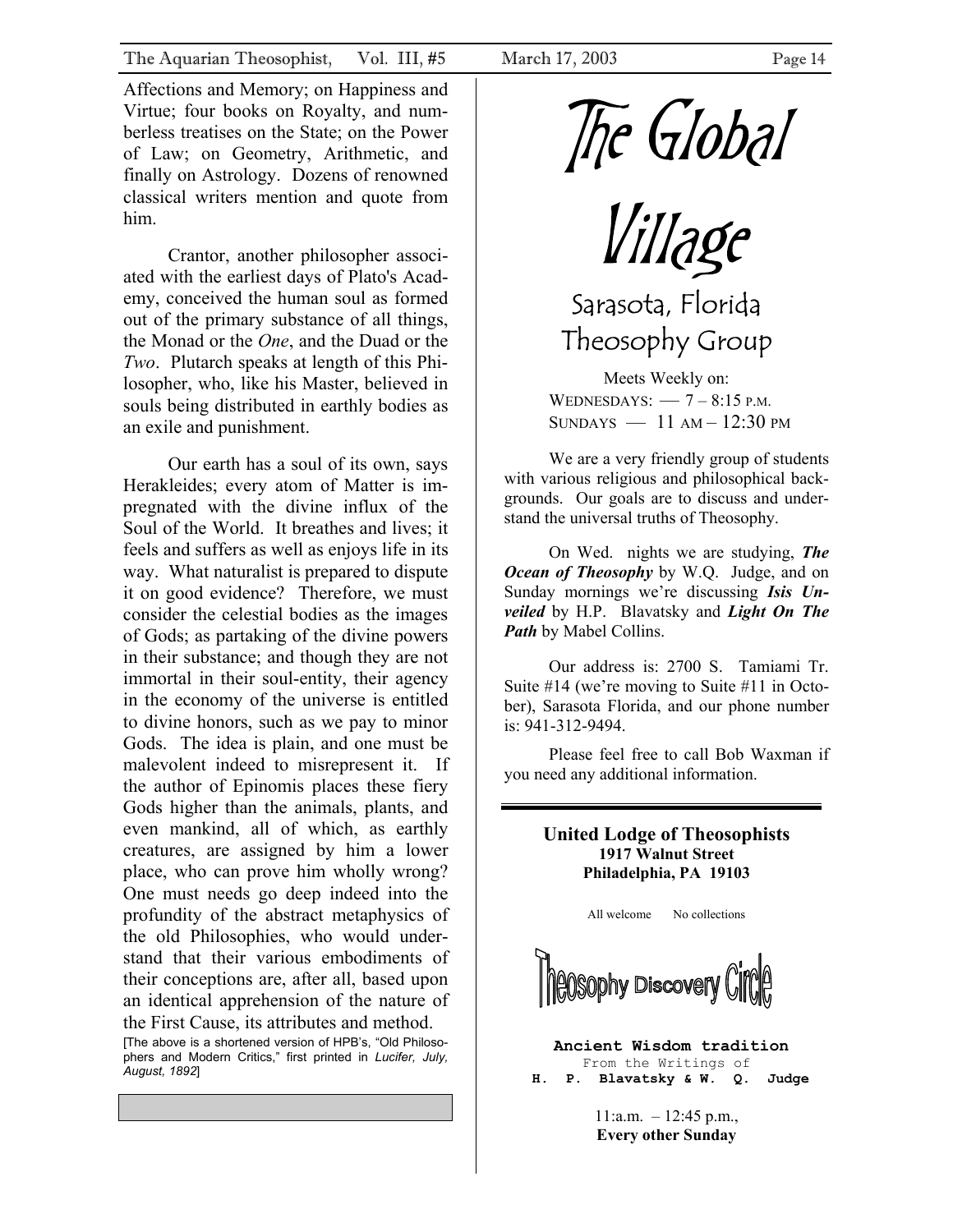Affections and Memory; on Happiness and Virtue; four books on Royalty, and numberless treatises on the State; on the Power of Law; on Geometry, Arithmetic, and finally on Astrology. Dozens of renowned classical writers mention and quote from him.

Crantor, another philosopher associated with the earliest days of Plato's Academy, conceived the human soul as formed out of the primary substance of all things, the Monad or the *One*, and the Duad or the *Two*. Plutarch speaks at length of this Philosopher, who, like his Master, believed in souls being distributed in earthly bodies as an exile and punishment.

Our earth has a soul of its own, says Herakleides; every atom of Matter is impregnated with the divine influx of the Soul of the World. It breathes and lives; it feels and suffers as well as enjoys life in its way. What naturalist is prepared to dispute it on good evidence? Therefore, we must consider the celestial bodies as the images of Gods; as partaking of the divine powers in their substance; and though they are not immortal in their soul-entity, their agency in the economy of the universe is entitled to divine honors, such as we pay to minor Gods. The idea is plain, and one must be malevolent indeed to misrepresent it. If the author of Epinomis places these fiery Gods higher than the animals, plants, and even mankind, all of which, as earthly creatures, are assigned by him a lower place, who can prove him wholly wrong? One must needs go deep indeed into the profundity of the abstract metaphysics of the old Philosophies, who would understand that their various embodiments of their conceptions are, after all, based upon an identical apprehension of the nature of the First Cause, its attributes and method.

[The above is a shortened version of HPB's, "Old Philosophers and Modern Critics," first printed in *Lucifer, July, August, 1892*]

# The Global Village

## Sarasota, Florida Theosophy Group

Meets Weekly on:
WEDNESDAYS: — 7 – 8:15 P.M.
SUNDAYS — 11 AM – 12:30 PM

We are a very friendly group of students with various religious and philosophical backgrounds. Our goals are to discuss and understand the universal truths of Theosophy.

On Wed. nights we are studying, ***The Ocean of Theosophy*** by W.Q. Judge, and on Sunday mornings we're discussing ***Isis Unveiled*** by H.P. Blavatsky and ***Light On The Path*** by Mabel Collins.

Our address is: 2700 S. Tamiami Tr. Suite #14 (we're moving to Suite #11 in October), Sarasota Florida, and our phone number is: 941-312-9494.

Please feel free to call Bob Waxman if you need any additional information.

---

**United Lodge of Theosophists**
**1917 Walnut Street**
**Philadelphia, PA 19103**

All welcome No collections

## Theosophy Discovery Circle

**Ancient Wisdom tradition**
From the Writings of
**H. P. Blavatsky & W. Q. Judge**

11:a.m. – 12:45 p.m.,
**Every other Sunday**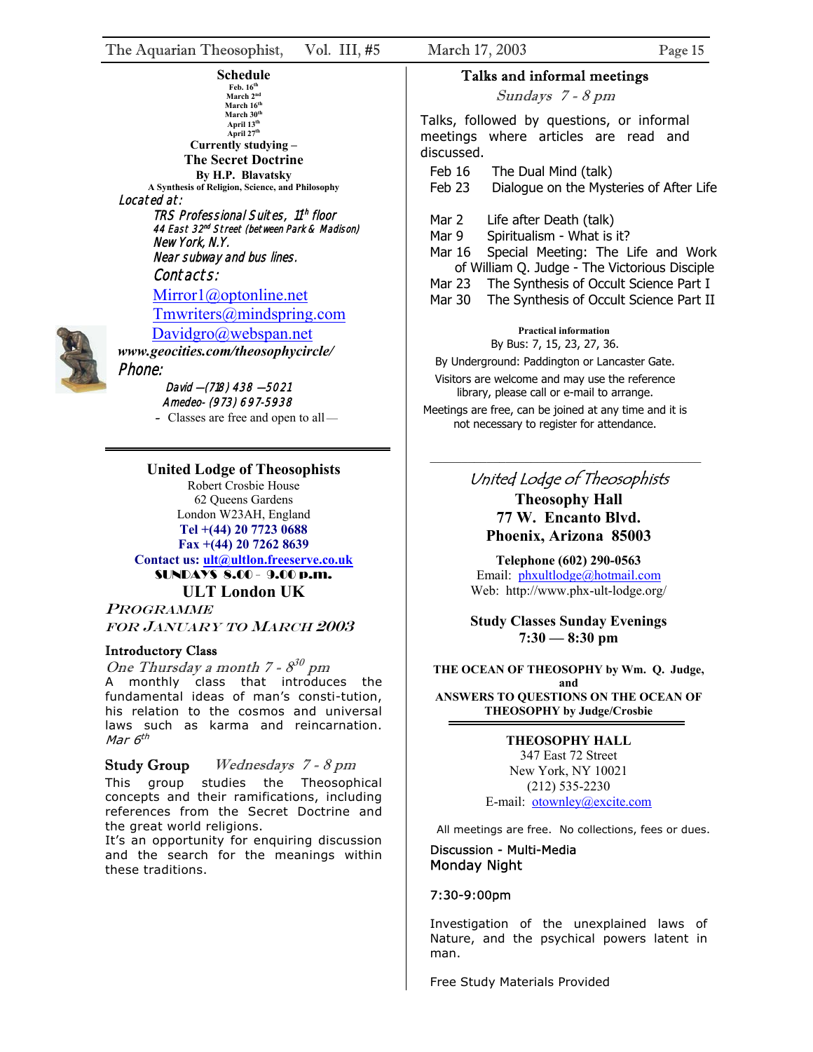## Schedule

Feb. 16th
March 2nd
March 16th
March 30th
April 13th
April 27th

**Currently studying –**

**The Secret Doctrine**

**By H.P. Blavatsky**

**A Synthesis of Religion, Science, and Philosophy**

*Located at:*

*TRS Professional Suites, 11th floor*
*44 East 32nd Street (between Park & Madison)*
*New York, N.Y.*
*Near subway and bus lines.*

*Contacts:*

Mirror1@optonline.net
Tmwriters@mindspring.com
Davidgro@webspan.net

***www.geocities.com/theosophycircle/***

*Phone:*

*David —(718) 438 —5021*
*Amedeo- (973) 697-5938*

- Classes are free and open to all—

---

## United Lodge of Theosophists

Robert Crosbie House
62 Queens Gardens
London W23AH, England
**Tel +(44) 20 7723 0688**
**Fax +(44) 20 7262 8639**
**Contact us: ult@ultlon.freeserve.co.uk**

**SUNDAYS 8.00 - 9.00 p.m.**

**ULT London UK**

*PROGRAMME*
*FOR JANUARY TO MARCH 2003*

**Introductory Class**

*One Thursday a month 7 - 830 pm*

A monthly class that introduces the fundamental ideas of man's consti-tution, his relation to the cosmos and universal laws such as karma and reincarnation.
*Mar 6th*

**Study Group** *Wednesdays 7 - 8 pm*

This group studies the Theosophical concepts and their ramifications, including references from the Secret Doctrine and the great world religions.
It's an opportunity for enquiring discussion and the search for the meanings within these traditions.

**Talks and informal meetings**

*Sundays 7 - 8 pm*

Talks, followed by questions, or informal meetings where articles are read and discussed.

Feb 16 The Dual Mind (talk)
Feb 23 Dialogue on the Mysteries of After Life

Mar 2 Life after Death (talk)
Mar 9 Spiritualism - What is it?
Mar 16 Special Meeting: The Life and Work of William Q. Judge - The Victorious Disciple
Mar 23 The Synthesis of Occult Science Part I
Mar 30 The Synthesis of Occult Science Part II

**Practical information**

By Bus: 7, 15, 23, 27, 36.

By Underground: Paddington or Lancaster Gate.

Visitors are welcome and may use the reference library, please call or e-mail to arrange.

Meetings are free, can be joined at any time and it is not necessary to register for attendance.

---

*United Lodge of Theosophists*

**Theosophy Hall**
**77 W. Encanto Blvd.**
**Phoenix, Arizona 85003**

**Telephone (602) 290-0563**
Email: phxultlodge@hotmail.com
Web: http://www.phx-ult-lodge.org/

**Study Classes Sunday Evenings**
**7:30 — 8:30 pm**

**THE OCEAN OF THEOSOPHY by Wm. Q. Judge,**
**and**
**ANSWERS TO QUESTIONS ON THE OCEAN OF THEOSOPHY by Judge/Crosbie**

---

**THEOSOPHY HALL**
347 East 72 Street
New York, NY 10021
(212) 535-2230
E-mail: otownley@excite.com

All meetings are free. No collections, fees or dues.

Discussion - Multi-Media
Monday Night

7:30-9:00pm

Investigation of the unexplained laws of Nature, and the psychical powers latent in man.

Free Study Materials Provided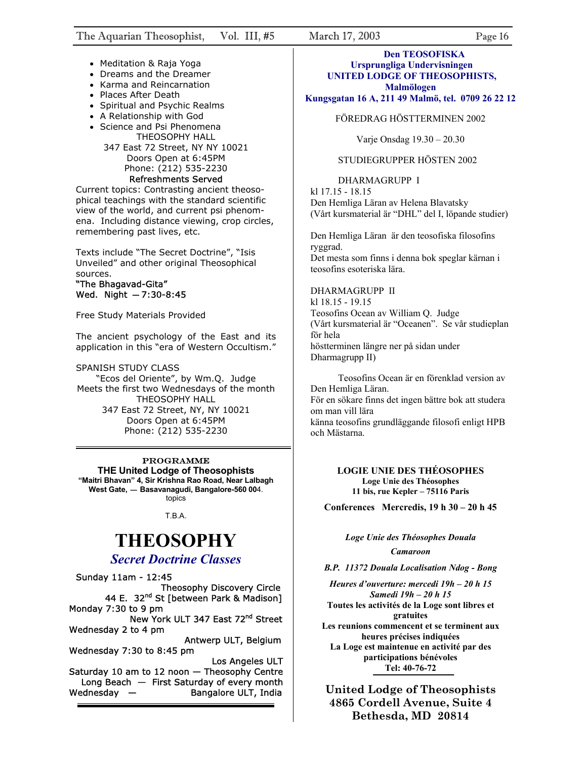- Meditation & Raja Yoga
- Dreams and the Dreamer
- Karma and Reincarnation
- Places After Death
- Spiritual and Psychic Realms
- A Relationship with God
- Science and Psi Phenomena

THEOSOPHY HALL
347 East 72 Street, NY NY 10021
Doors Open at 6:45PM
Phone: (212) 535-2230
Refreshments Served

Current topics: Contrasting ancient theosophical teachings with the standard scientific view of the world, and current psi phenomena. Including distance viewing, crop circles, remembering past lives, etc.

Texts include "The Secret Doctrine", "Isis Unveiled" and other original Theosophical sources.

"The Bhagavad-Gita"
Wed. Night — 7:30-8:45

Free Study Materials Provided

The ancient psychology of the East and its application in this "era of Western Occultism."

SPANISH STUDY CLASS
"Ecos del Oriente", by Wm.Q. Judge
Meets the first two Wednesdays of the month
THEOSOPHY HALL
347 East 72 Street, NY, NY 10021
Doors Open at 6:45PM
Phone: (212) 535-2230

---

**PROGRAMME**

**THE United Lodge of Theosophists**
**"Maitri Bhavan" 4, Sir Krishna Rao Road, Near Lalbagh West Gate, — Basavanagudi, Bangalore-560 004.**
topics

T.B.A.

# THEOSOPHY

## *Secret Doctrine Classes*

Sunday 11am - 12:45
Theosophy Discovery Circle
44 E. 32nd St [between Park & Madison]

Monday 7:30 to 9 pm
New York ULT 347 East 72nd Street

Wednesday 2 to 4 pm
Antwerp ULT, Belgium

Wednesday 7:30 to 8:45 pm
Los Angeles ULT

Saturday 10 am to 12 noon — Theosophy Centre Long Beach — First Saturday of every month

Wednesday — Bangalore ULT, India

---

**Den TEOSOFISKA**
**Ursprungliga Undervisningen**
**UNITED LODGE OF THEOSOPHISTS, Malmölogen**
**Kungsgatan 16 A, 211 49 Malmö, tel. 0709 26 22 12**

FÖREDRAG HÖSTTERMINEN 2002

Varje Onsdag 19.30 – 20.30

STUDIEGRUPPER HÖSTEN 2002

DHARMAGRUPP I
kl 17.15 - 18.15
Den Hemliga Läran av Helena Blavatsky
(Vårt kursmaterial är "DHL" del I, löpande studier)

Den Hemliga Läran är den teosofiska filosofins ryggrad.
Det mesta som finns i denna bok speglar kärnan i teosofins esoteriska lära.

DHARMAGRUPP II
kl 18.15 - 19.15
Teosofins Ocean av William Q. Judge
(Vårt kursmaterial är "Oceanen". Se vår studieplan för hela
höstterminen längre ner på sidan under
Dharmagrupp II)

Teosofins Ocean är en förenklad version av Den Hemliga Läran.
För en sökare finns det ingen bättre bok att studera om man vill lära
känna teosofins grundläggande filosofi enligt HPB och Mästarna.

**LOGIE UNIE DES THÉOSOPHES**
**Loge Unie des Théosophes**
**11 bis, rue Kepler – 75116 Paris**

**Conferences Mercredis, 19 h 30 – 20 h 45**

***Loge Unie des Théosophes Douala***

***Camaroon***

***B.P. 11372 Douala Localisation Ndog - Bong***

***Heures d'ouverture: mercedi 19h – 20 h 15***
***Samedi 19h – 20 h 15***
**Toutes les activités de la Loge sont libres et gratuites**
**Les reunions commencent et se terminent aux heures précises indiquées**
**La Loge est maintenue en activité par des participations bénévoles**
**Tel: 40-76-72**

**United Lodge of Theosophists**
**4865 Cordell Avenue, Suite 4**
**Bethesda, MD 20814**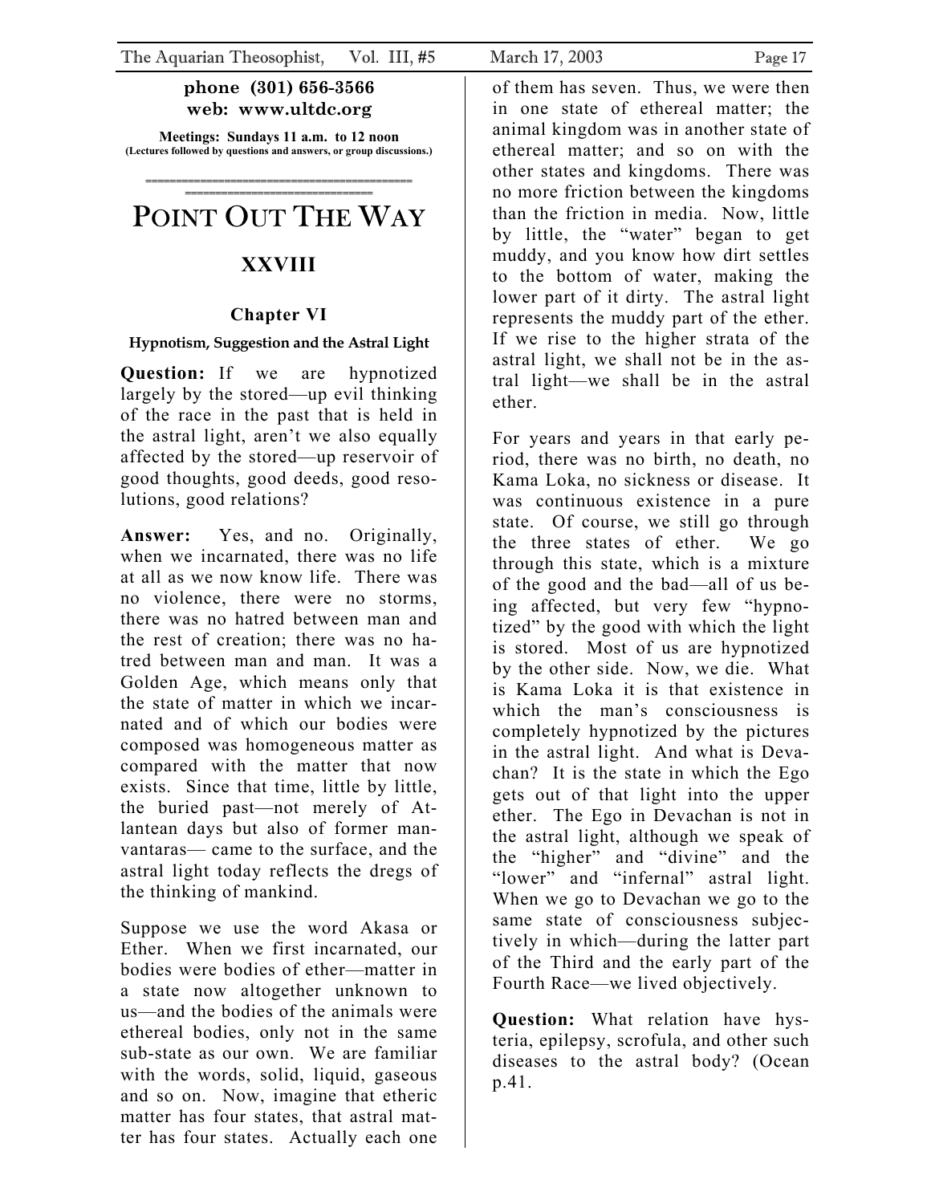**phone (301) 656-3566**
**web: www.ultdc.org**

**Meetings: Sundays 11 a.m. to 12 noon**
**(Lectures followed by questions and answers, or group discussions.)**

---

# POINT OUT THE WAY

## XXVIII

### Chapter VI

**Hypnotism, Suggestion and the Astral Light**

**Question:** If we are hypnotized largely by the stored—up evil thinking of the race in the past that is held in the astral light, aren't we also equally affected by the stored—up reservoir of good thoughts, good deeds, good resolutions, good relations?

**Answer:** Yes, and no. Originally, when we incarnated, there was no life at all as we now know life. There was no violence, there were no storms, there was no hatred between man and the rest of creation; there was no hatred between man and man. It was a Golden Age, which means only that the state of matter in which we incarnated and of which our bodies were composed was homogeneous matter as compared with the matter that now exists. Since that time, little by little, the buried past—not merely of Atlantean days but also of former manvantaras— came to the surface, and the astral light today reflects the dregs of the thinking of mankind.

Suppose we use the word Akasa or Ether. When we first incarnated, our bodies were bodies of ether—matter in a state now altogether unknown to us—and the bodies of the animals were ethereal bodies, only not in the same sub-state as our own. We are familiar with the words, solid, liquid, gaseous and so on. Now, imagine that etheric matter has four states, that astral matter has four states. Actually each one of them has seven. Thus, we were then in one state of ethereal matter; the animal kingdom was in another state of ethereal matter; and so on with the other states and kingdoms. There was no more friction between the kingdoms than the friction in media. Now, little by little, the "water" began to get muddy, and you know how dirt settles to the bottom of water, making the lower part of it dirty. The astral light represents the muddy part of the ether. If we rise to the higher strata of the astral light, we shall not be in the astral light—we shall be in the astral ether.

For years and years in that early period, there was no birth, no death, no Kama Loka, no sickness or disease. It was continuous existence in a pure state. Of course, we still go through the three states of ether. We go through this state, which is a mixture of the good and the bad—all of us being affected, but very few "hypnotized" by the good with which the light is stored. Most of us are hypnotized by the other side. Now, we die. What is Kama Loka it is that existence in which the man's consciousness is completely hypnotized by the pictures in the astral light. And what is Devachan? It is the state in which the Ego gets out of that light into the upper ether. The Ego in Devachan is not in the astral light, although we speak of the "higher" and "divine" and the "lower" and "infernal" astral light. When we go to Devachan we go to the same state of consciousness subjectively in which—during the latter part of the Third and the early part of the Fourth Race—we lived objectively.

**Question:** What relation have hysteria, epilepsy, scrofula, and other such diseases to the astral body? (Ocean p.41.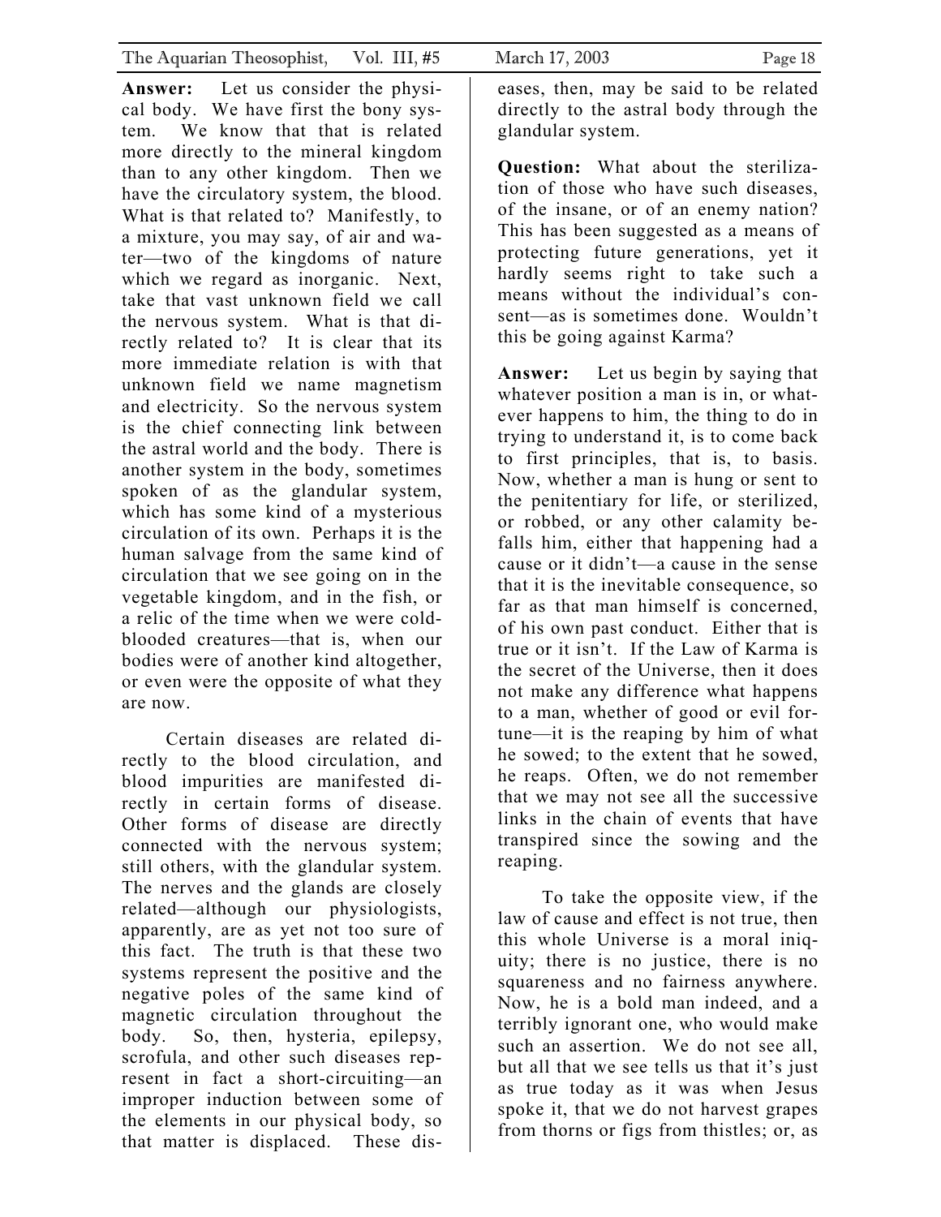**Answer:** Let us consider the physical body. We have first the bony system. We know that that is related more directly to the mineral kingdom than to any other kingdom. Then we have the circulatory system, the blood. What is that related to? Manifestly, to a mixture, you may say, of air and water—two of the kingdoms of nature which we regard as inorganic. Next, take that vast unknown field we call the nervous system. What is that directly related to? It is clear that its more immediate relation is with that unknown field we name magnetism and electricity. So the nervous system is the chief connecting link between the astral world and the body. There is another system in the body, sometimes spoken of as the glandular system, which has some kind of a mysterious circulation of its own. Perhaps it is the human salvage from the same kind of circulation that we see going on in the vegetable kingdom, and in the fish, or a relic of the time when we were cold-blooded creatures—that is, when our bodies were of another kind altogether, or even were the opposite of what they are now.

Certain diseases are related directly to the blood circulation, and blood impurities are manifested directly in certain forms of disease. Other forms of disease are directly connected with the nervous system; still others, with the glandular system. The nerves and the glands are closely related—although our physiologists, apparently, are as yet not too sure of this fact. The truth is that these two systems represent the positive and the negative poles of the same kind of magnetic circulation throughout the body. So, then, hysteria, epilepsy, scrofula, and other such diseases represent in fact a short-circuiting—an improper induction between some of the elements in our physical body, so that matter is displaced. These diseases, then, may be said to be related directly to the astral body through the glandular system.

**Question:** What about the sterilization of those who have such diseases, of the insane, or of an enemy nation? This has been suggested as a means of protecting future generations, yet it hardly seems right to take such a means without the individual's consent—as is sometimes done. Wouldn't this be going against Karma?

**Answer:** Let us begin by saying that whatever position a man is in, or whatever happens to him, the thing to do in trying to understand it, is to come back to first principles, that is, to basis. Now, whether a man is hung or sent to the penitentiary for life, or sterilized, or robbed, or any other calamity befalls him, either that happening had a cause or it didn't—a cause in the sense that it is the inevitable consequence, so far as that man himself is concerned, of his own past conduct. Either that is true or it isn't. If the Law of Karma is the secret of the Universe, then it does not make any difference what happens to a man, whether of good or evil fortune—it is the reaping by him of what he sowed; to the extent that he sowed, he reaps. Often, we do not remember that we may not see all the successive links in the chain of events that have transpired since the sowing and the reaping.

To take the opposite view, if the law of cause and effect is not true, then this whole Universe is a moral iniquity; there is no justice, there is no squareness and no fairness anywhere. Now, he is a bold man indeed, and a terribly ignorant one, who would make such an assertion. We do not see all, but all that we see tells us that it's just as true today as it was when Jesus spoke it, that we do not harvest grapes from thorns or figs from thistles; or, as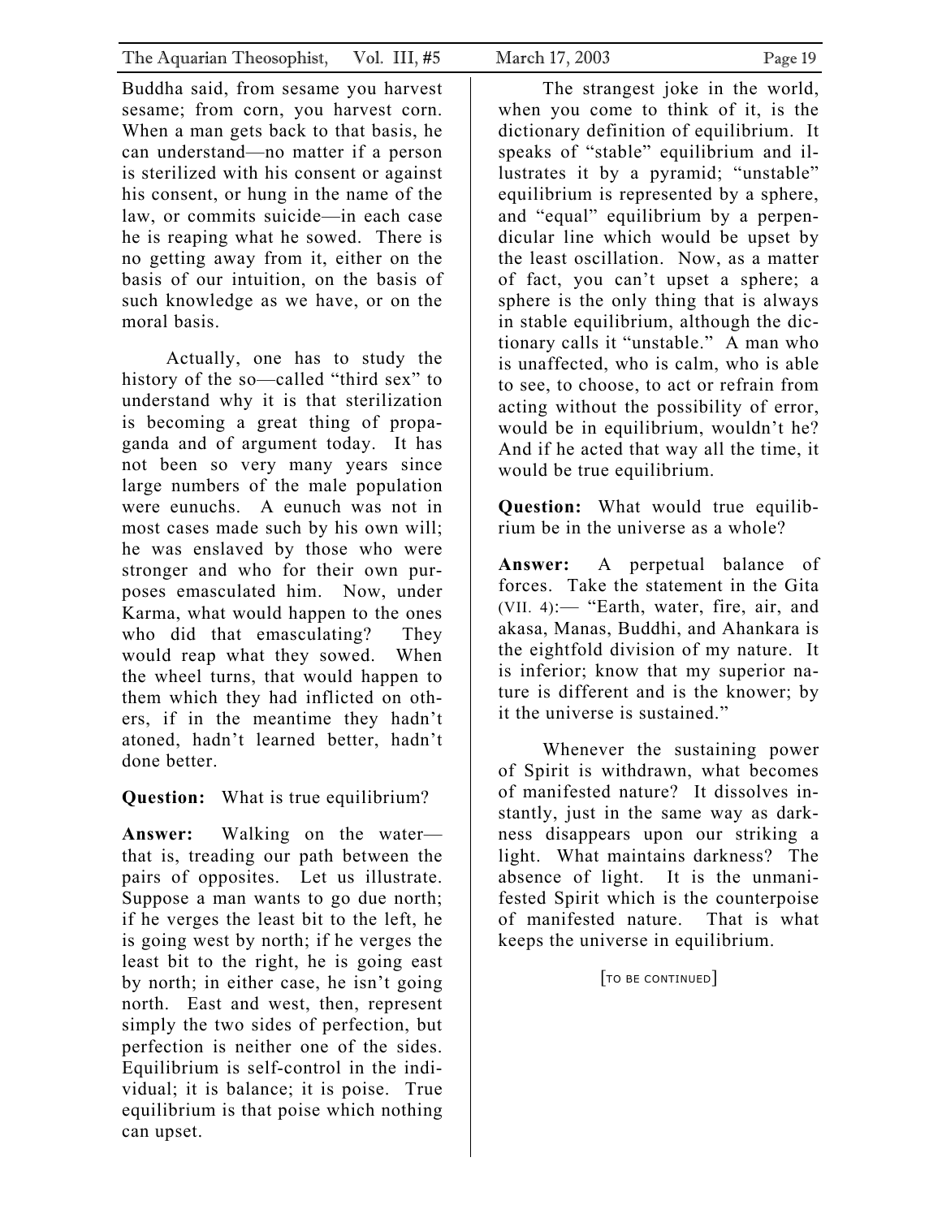Buddha said, from sesame you harvest sesame; from corn, you harvest corn. When a man gets back to that basis, he can understand—no matter if a person is sterilized with his consent or against his consent, or hung in the name of the law, or commits suicide—in each case he is reaping what he sowed. There is no getting away from it, either on the basis of our intuition, on the basis of such knowledge as we have, or on the moral basis.

Actually, one has to study the history of the so—called "third sex" to understand why it is that sterilization is becoming a great thing of propaganda and of argument today. It has not been so very many years since large numbers of the male population were eunuchs. A eunuch was not in most cases made such by his own will; he was enslaved by those who were stronger and who for their own purposes emasculated him. Now, under Karma, what would happen to the ones who did that emasculating? They would reap what they sowed. When the wheel turns, that would happen to them which they had inflicted on others, if in the meantime they hadn't atoned, hadn't learned better, hadn't done better.

**Question:** What is true equilibrium?

**Answer:** Walking on the water—that is, treading our path between the pairs of opposites. Let us illustrate. Suppose a man wants to go due north; if he verges the least bit to the left, he is going west by north; if he verges the least bit to the right, he is going east by north; in either case, he isn't going north. East and west, then, represent simply the two sides of perfection, but perfection is neither one of the sides. Equilibrium is self-control in the individual; it is balance; it is poise. True equilibrium is that poise which nothing can upset.

The strangest joke in the world, when you come to think of it, is the dictionary definition of equilibrium. It speaks of "stable" equilibrium and illustrates it by a pyramid; "unstable" equilibrium is represented by a sphere, and "equal" equilibrium by a perpendicular line which would be upset by the least oscillation. Now, as a matter of fact, you can't upset a sphere; a sphere is the only thing that is always in stable equilibrium, although the dictionary calls it "unstable." A man who is unaffected, who is calm, who is able to see, to choose, to act or refrain from acting without the possibility of error, would be in equilibrium, wouldn't he? And if he acted that way all the time, it would be true equilibrium.

**Question:** What would true equilibrium be in the universe as a whole?

**Answer:** A perpetual balance of forces. Take the statement in the Gita (VII. 4):— "Earth, water, fire, air, and akasa, Manas, Buddhi, and Ahankara is the eightfold division of my nature. It is inferior; know that my superior nature is different and is the knower; by it the universe is sustained."

Whenever the sustaining power of Spirit is withdrawn, what becomes of manifested nature? It dissolves instantly, just in the same way as darkness disappears upon our striking a light. What maintains darkness? The absence of light. It is the unmanifested Spirit which is the counterpoise of manifested nature. That is what keeps the universe in equilibrium.

[TO BE CONTINUED]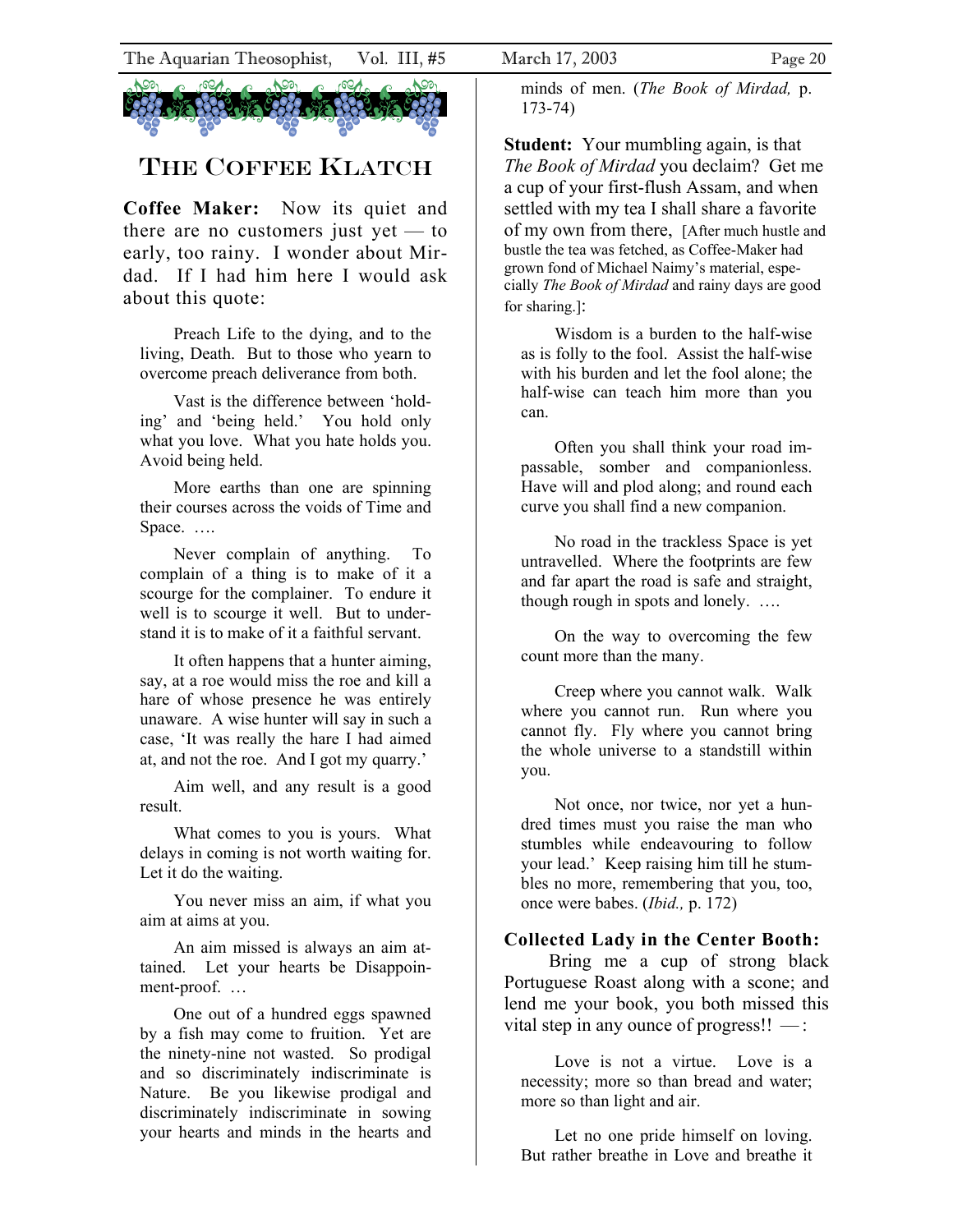# The Coffee Klatch

**Coffee Maker:** Now its quiet and there are no customers just yet — to early, too rainy. I wonder about Mirdad. If I had him here I would ask about this quote:

> Preach Life to the dying, and to the living, Death. But to those who yearn to overcome preach deliverance from both.
>
> Vast is the difference between 'holding' and 'being held.' You hold only what you love. What you hate holds you. Avoid being held.
>
> More earths than one are spinning their courses across the voids of Time and Space. ….
>
> Never complain of anything. To complain of a thing is to make of it a scourge for the complainer. To endure it well is to scourge it well. But to understand it is to make of it a faithful servant.
>
> It often happens that a hunter aiming, say, at a roe would miss the roe and kill a hare of whose presence he was entirely unaware. A wise hunter will say in such a case, 'It was really the hare I had aimed at, and not the roe. And I got my quarry.'
>
> Aim well, and any result is a good result.
>
> What comes to you is yours. What delays in coming is not worth waiting for. Let it do the waiting.
>
> You never miss an aim, if what you aim at aims at you.
>
> An aim missed is always an aim attained. Let your hearts be Disappointment-proof. …
>
> One out of a hundred eggs spawned by a fish may come to fruition. Yet are the ninety-nine not wasted. So prodigal and so discriminately indiscriminate is Nature. Be you likewise prodigal and discriminately indiscriminate in sowing your hearts and minds in the hearts and minds of men. (*The Book of Mirdad,* p. 173-74)

**Student:** Your mumbling again, is that *The Book of Mirdad* you declaim? Get me a cup of your first-flush Assam, and when settled with my tea I shall share a favorite of my own from there, [After much hustle and bustle the tea was fetched, as Coffee-Maker had grown fond of Michael Naimy's material, especially *The Book of Mirdad* and rainy days are good for sharing.]:

> Wisdom is a burden to the half-wise as is folly to the fool. Assist the half-wise with his burden and let the fool alone; the half-wise can teach him more than you can.
>
> Often you shall think your road impassable, somber and companionless. Have will and plod along; and round each curve you shall find a new companion.
>
> No road in the trackless Space is yet untravelled. Where the footprints are few and far apart the road is safe and straight, though rough in spots and lonely. ….
>
> On the way to overcoming the few count more than the many.
>
> Creep where you cannot walk. Walk where you cannot run. Run where you cannot fly. Fly where you cannot bring the whole universe to a standstill within you.
>
> Not once, nor twice, nor yet a hundred times must you raise the man who stumbles while endeavouring to follow your lead.' Keep raising him till he stumbles no more, remembering that you, too, once were babes. (*Ibid.,* p. 172)

**Collected Lady in the Center Booth:** Bring me a cup of strong black Portuguese Roast along with a scone; and lend me your book, you both missed this vital step in any ounce of progress!! —:

> Love is not a virtue. Love is a necessity; more so than bread and water; more so than light and air.
>
> Let no one pride himself on loving. But rather breathe in Love and breathe it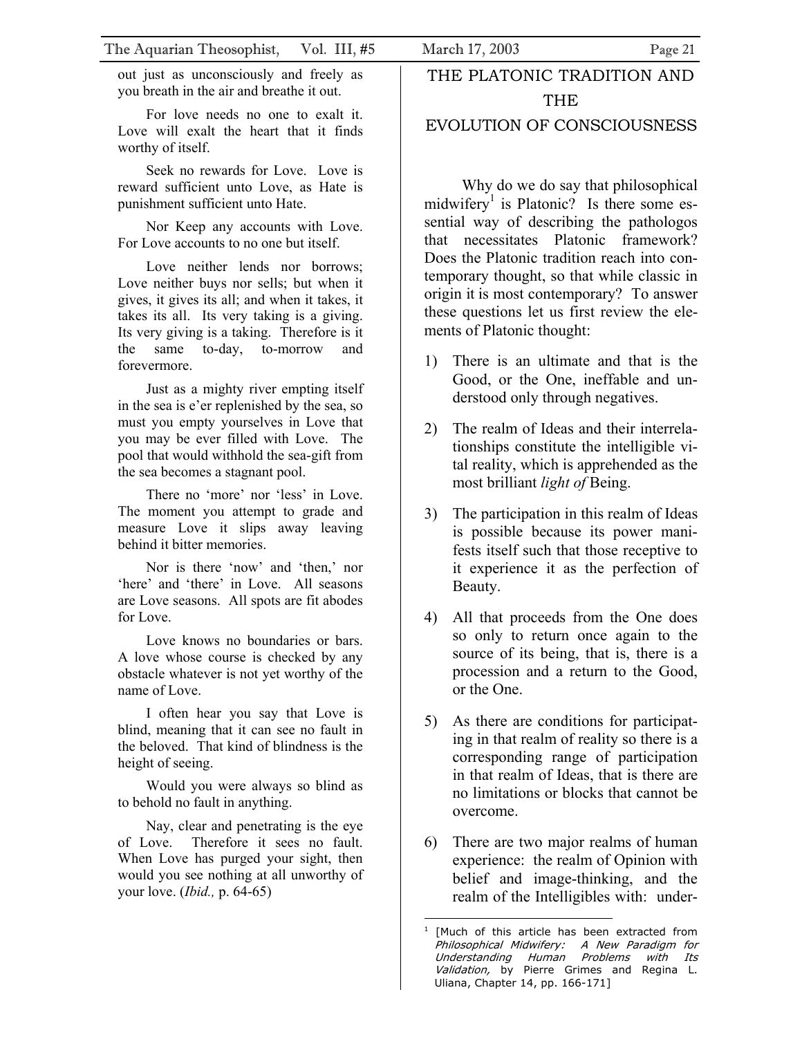out just as unconsciously and freely as you breath in the air and breathe it out.

For love needs no one to exalt it. Love will exalt the heart that it finds worthy of itself.

Seek no rewards for Love. Love is reward sufficient unto Love, as Hate is punishment sufficient unto Hate.

Nor Keep any accounts with Love. For Love accounts to no one but itself.

Love neither lends nor borrows; Love neither buys nor sells; but when it gives, it gives its all; and when it takes, it takes its all. Its very taking is a giving. Its very giving is a taking. Therefore is it the same to-day, to-morrow and forevermore.

Just as a mighty river empting itself in the sea is e'er replenished by the sea, so must you empty yourselves in Love that you may be ever filled with Love. The pool that would withhold the sea-gift from the sea becomes a stagnant pool.

There no 'more' nor 'less' in Love. The moment you attempt to grade and measure Love it slips away leaving behind it bitter memories.

Nor is there 'now' and 'then,' nor 'here' and 'there' in Love. All seasons are Love seasons. All spots are fit abodes for Love.

Love knows no boundaries or bars. A love whose course is checked by any obstacle whatever is not yet worthy of the name of Love.

I often hear you say that Love is blind, meaning that it can see no fault in the beloved. That kind of blindness is the height of seeing.

Would you were always so blind as to behold no fault in anything.

Nay, clear and penetrating is the eye of Love. Therefore it sees no fault. When Love has purged your sight, then would you see nothing at all unworthy of your love. (*Ibid.,* p. 64-65)

# THE PLATONIC TRADITION AND THE EVOLUTION OF CONSCIOUSNESS

Why do we do say that philosophical midwifery[1] is Platonic? Is there some essential way of describing the pathologos that necessitates Platonic framework? Does the Platonic tradition reach into contemporary thought, so that while classic in origin it is most contemporary? To answer these questions let us first review the elements of Platonic thought:

1) There is an ultimate and that is the Good, or the One, ineffable and understood only through negatives.

2) The realm of Ideas and their interrelationships constitute the intelligible vital reality, which is apprehended as the most brilliant *light of* Being.

3) The participation in this realm of Ideas is possible because its power manifests itself such that those receptive to it experience it as the perfection of Beauty.

4) All that proceeds from the One does so only to return once again to the source of its being, that is, there is a procession and a return to the Good, or the One.

5) As there are conditions for participating in that realm of reality so there is a corresponding range of participation in that realm of Ideas, that is there are no limitations or blocks that cannot be overcome.

6) There are two major realms of human experience: the realm of Opinion with belief and image-thinking, and the realm of the Intelligibles with: under-

[1] [Much of this article has been extracted from *Philosophical Midwifery: A New Paradigm for Understanding Human Problems with Its Validation,* by Pierre Grimes and Regina L. Uliana, Chapter 14, pp. 166-171]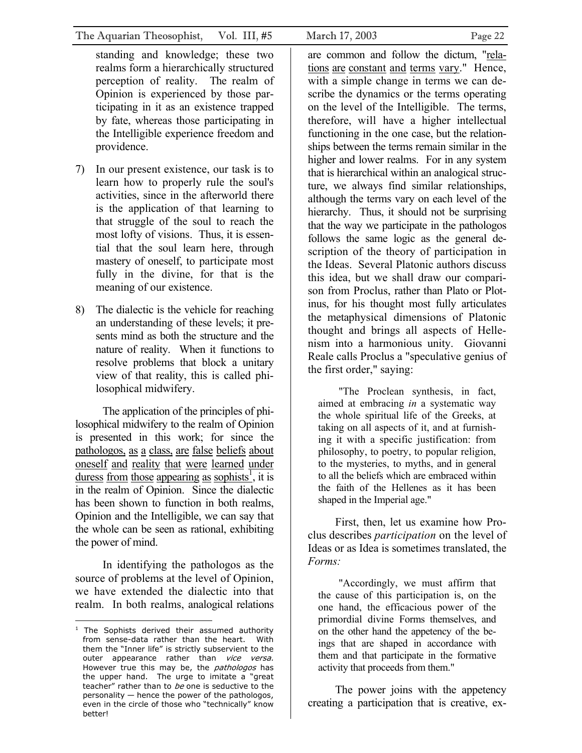standing and knowledge; these two realms form a hierarchically structured perception of reality. The realm of Opinion is experienced by those participating in it as an existence trapped by fate, whereas those participating in the Intelligible experience freedom and providence.

7) In our present existence, our task is to learn how to properly rule the soul's activities, since in the afterworld there is the application of that learning to that struggle of the soul to reach the most lofty of visions. Thus, it is essential that the soul learn here, through mastery of oneself, to participate most fully in the divine, for that is the meaning of our existence.

8) The dialectic is the vehicle for reaching an understanding of these levels; it presents mind as both the structure and the nature of reality. When it functions to resolve problems that block a unitary view of that reality, this is called philosophical midwifery.

The application of the principles of philosophical midwifery to the realm of Opinion is presented in this work; for since the pathologos, as a class, are false beliefs about oneself and reality that were learned under duress from those appearing as sophists[1], it is in the realm of Opinion. Since the dialectic has been shown to function in both realms, Opinion and the Intelligible, we can say that the whole can be seen as rational, exhibiting the power of mind.

In identifying the pathologos as the source of problems at the level of Opinion, we have extended the dialectic into that realm. In both realms, analogical relations are common and follow the dictum, "relations are constant and terms vary." Hence, with a simple change in terms we can describe the dynamics or the terms operating on the level of the Intelligible. The terms, therefore, will have a higher intellectual functioning in the one case, but the relationships between the terms remain similar in the higher and lower realms. For in any system that is hierarchical within an analogical structure, we always find similar relationships, although the terms vary on each level of the hierarchy. Thus, it should not be surprising that the way we participate in the pathologos follows the same logic as the general description of the theory of participation in the Ideas. Several Platonic authors discuss this idea, but we shall draw our comparison from Proclus, rather than Plato or Plotinus, for his thought most fully articulates the metaphysical dimensions of Platonic thought and brings all aspects of Hellenism into a harmonious unity. Giovanni Reale calls Proclus a "speculative genius of the first order," saying:

> "The Proclean synthesis, in fact, aimed at embracing *in* a systematic way the whole spiritual life of the Greeks, at taking on all aspects of it, and at furnishing it with a specific justification: from philosophy, to poetry, to popular religion, to the mysteries, to myths, and in general to all the beliefs which are embraced within the faith of the Hellenes as it has been shaped in the Imperial age."

First, then, let us examine how Proclus describes *participation* on the level of Ideas or as Idea is sometimes translated, the *Forms:*

> "Accordingly, we must affirm that the cause of this participation is, on the one hand, the efficacious power of the primordial divine Forms themselves, and on the other hand the appetency of the beings that are shaped in accordance with them and that participate in the formative activity that proceeds from them."

The power joins with the appetency creating a participation that is creative, ex-

---

[1] The Sophists derived their assumed authority from sense-data rather than the heart. With them the "Inner life" is strictly subservient to the outer appearance rather than *vice versa.* However true this may be, the *pathologos* has the upper hand. The urge to imitate a "great teacher" rather than to *be* one is seductive to the personality — hence the power of the pathologos, even in the circle of those who "technically" know better!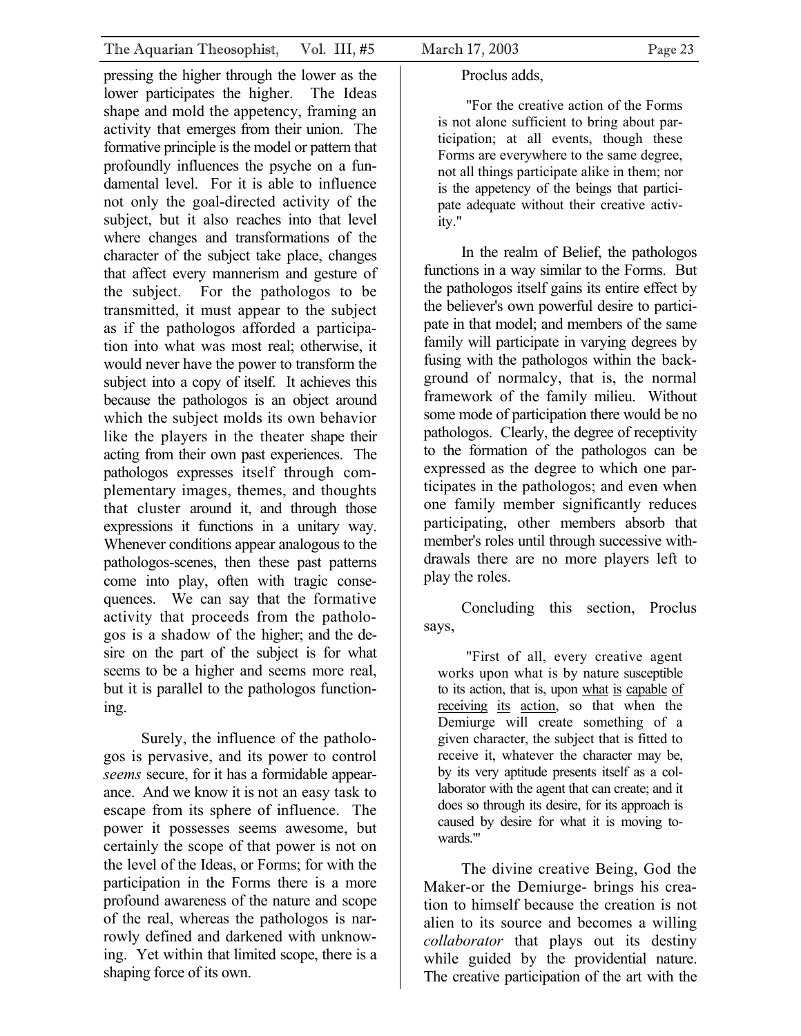pressing the higher through the lower as the lower participates the higher. The Ideas shape and mold the appetency, framing an activity that emerges from their union. The formative principle is the model or pattern that profoundly influences the psyche on a fundamental level. For it is able to influence not only the goal-directed activity of the subject, but it also reaches into that level where changes and transformations of the character of the subject take place, changes that affect every mannerism and gesture of the subject. For the pathologos to be transmitted, it must appear to the subject as if the pathologos afforded a participation into what was most real; otherwise, it would never have the power to transform the subject into a copy of itself. It achieves this because the pathologos is an object around which the subject molds its own behavior like the players in the theater shape their acting from their own past experiences. The pathologos expresses itself through complementary images, themes, and thoughts that cluster around it, and through those expressions it functions in a unitary way. Whenever conditions appear analogous to the pathologos-scenes, then these past patterns come into play, often with tragic consequences. We can say that the formative activity that proceeds from the pathologos is a shadow of the higher; and the desire on the part of the subject is for what seems to be a higher and seems more real, but it is parallel to the pathologos functioning.

Surely, the influence of the pathologos is pervasive, and its power to control *seems* secure, for it has a formidable appearance. And we know it is not an easy task to escape from its sphere of influence. The power it possesses seems awesome, but certainly the scope of that power is not on the level of the Ideas, or Forms; for with the participation in the Forms there is a more profound awareness of the nature and scope of the real, whereas the pathologos is narrowly defined and darkened with unknowing. Yet within that limited scope, there is a shaping force of its own.

Proclus adds,

> "For the creative action of the Forms is not alone sufficient to bring about participation; at all events, though these Forms are everywhere to the same degree, not all things participate alike in them; nor is the appetency of the beings that participate adequate without their creative activity."

In the realm of Belief, the pathologos functions in a way similar to the Forms. But the pathologos itself gains its entire effect by the believer's own powerful desire to participate in that model; and members of the same family will participate in varying degrees by fusing with the pathologos within the background of normalcy, that is, the normal framework of the family milieu. Without some mode of participation there would be no pathologos. Clearly, the degree of receptivity to the formation of the pathologos can be expressed as the degree to which one participates in the pathologos; and even when one family member significantly reduces participating, other members absorb that member's roles until through successive withdrawals there are no more players left to play the roles.

Concluding this section, Proclus says,

> "First of all, every creative agent works upon what is by nature susceptible to its action, that is, upon <u>what is capable of receiving its action</u>, so that when the Demiurge will create something of a given character, the subject that is fitted to receive it, whatever the character may be, by its very aptitude presents itself as a collaborator with the agent that can create; and it does so through its desire, for its approach is caused by desire for what it is moving towards.'"

The divine creative Being, God the Maker-or the Demiurge- brings his creation to himself because the creation is not alien to its source and becomes a willing *collaborator* that plays out its destiny while guided by the providential nature. The creative participation of the art with the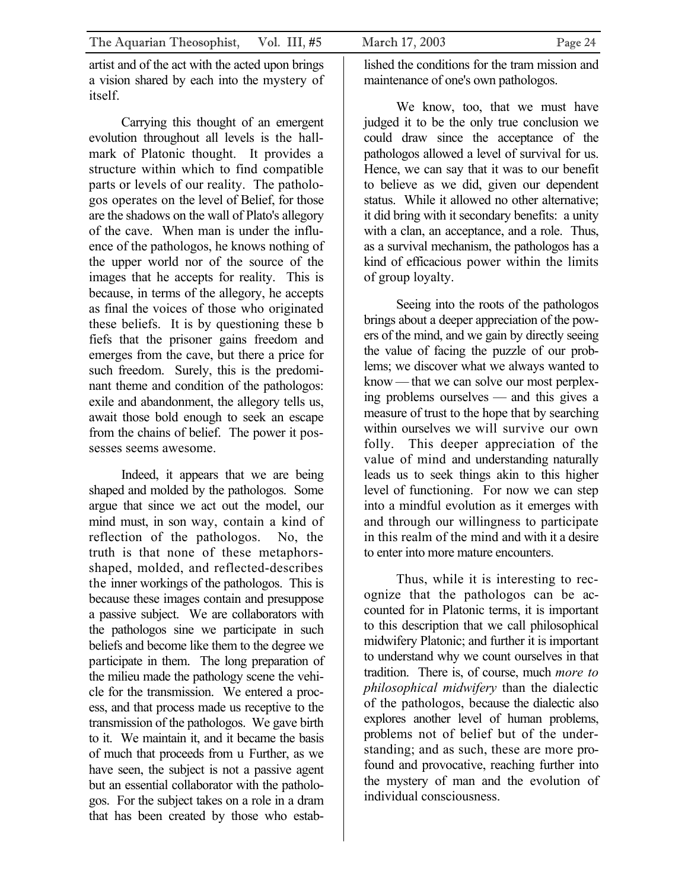artist and of the act with the acted upon brings a vision shared by each into the mystery of itself.

Carrying this thought of an emergent evolution throughout all levels is the hallmark of Platonic thought. It provides a structure within which to find compatible parts or levels of our reality. The pathologos operates on the level of Belief, for those are the shadows on the wall of Plato's allegory of the cave. When man is under the influence of the pathologos, he knows nothing of the upper world nor of the source of the images that he accepts for reality. This is because, in terms of the allegory, he accepts as final the voices of those who originated these beliefs. It is by questioning these b fiefs that the prisoner gains freedom and emerges from the cave, but there a price for such freedom. Surely, this is the predominant theme and condition of the pathologos: exile and abandonment, the allegory tells us, await those bold enough to seek an escape from the chains of belief. The power it possesses seems awesome.

Indeed, it appears that we are being shaped and molded by the pathologos. Some argue that since we act out the model, our mind must, in son way, contain a kind of reflection of the pathologos. No, the truth is that none of these metaphors-shaped, molded, and reflected-describes the inner workings of the pathologos. This is because these images contain and presuppose a passive subject. We are collaborators with the pathologos sine we participate in such beliefs and become like them to the degree we participate in them. The long preparation of the milieu made the pathology scene the vehicle for the transmission. We entered a process, and that process made us receptive to the transmission of the pathologos. We gave birth to it. We maintain it, and it became the basis of much that proceeds from u Further, as we have seen, the subject is not a passive agent but an essential collaborator with the pathologos. For the subject takes on a role in a dram that has been created by those who established the conditions for the tram mission and maintenance of one's own pathologos.

We know, too, that we must have judged it to be the only true conclusion we could draw since the acceptance of the pathologos allowed a level of survival for us. Hence, we can say that it was to our benefit to believe as we did, given our dependent status. While it allowed no other alternative; it did bring with it secondary benefits: a unity with a clan, an acceptance, and a role. Thus, as a survival mechanism, the pathologos has a kind of efficacious power within the limits of group loyalty.

Seeing into the roots of the pathologos brings about a deeper appreciation of the powers of the mind, and we gain by directly seeing the value of facing the puzzle of our problems; we discover what we always wanted to know — that we can solve our most perplexing problems ourselves — and this gives a measure of trust to the hope that by searching within ourselves we will survive our own folly. This deeper appreciation of the value of mind and understanding naturally leads us to seek things akin to this higher level of functioning. For now we can step into a mindful evolution as it emerges with and through our willingness to participate in this realm of the mind and with it a desire to enter into more mature encounters.

Thus, while it is interesting to recognize that the pathologos can be accounted for in Platonic terms, it is important to this description that we call philosophical midwifery Platonic; and further it is important to understand why we count ourselves in that tradition. There is, of course, much *more to philosophical midwifery* than the dialectic of the pathologos, because the dialectic also explores another level of human problems, problems not of belief but of the understanding; and as such, these are more profound and provocative, reaching further into the mystery of man and the evolution of individual consciousness.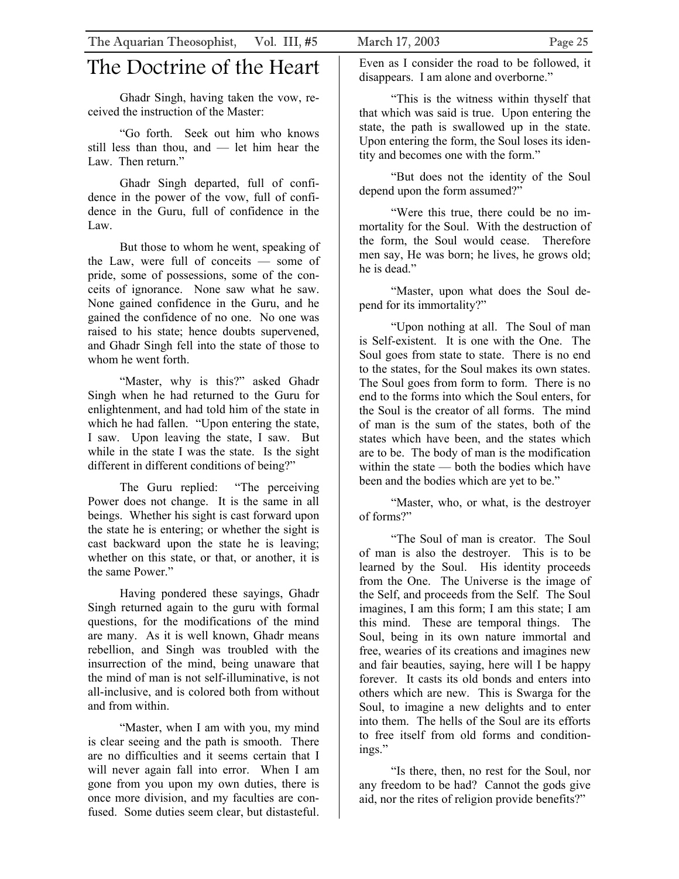# The Doctrine of the Heart

Ghadr Singh, having taken the vow, received the instruction of the Master:

"Go forth. Seek out him who knows still less than thou, and — let him hear the Law. Then return."

Ghadr Singh departed, full of confidence in the power of the vow, full of confidence in the Guru, full of confidence in the Law.

But those to whom he went, speaking of the Law, were full of conceits — some of pride, some of possessions, some of the conceits of ignorance. None saw what he saw. None gained confidence in the Guru, and he gained the confidence of no one. No one was raised to his state; hence doubts supervened, and Ghadr Singh fell into the state of those to whom he went forth.

"Master, why is this?" asked Ghadr Singh when he had returned to the Guru for enlightenment, and had told him of the state in which he had fallen. "Upon entering the state, I saw. Upon leaving the state, I saw. But while in the state I was the state. Is the sight different in different conditions of being?"

The Guru replied: "The perceiving Power does not change. It is the same in all beings. Whether his sight is cast forward upon the state he is entering; or whether the sight is cast backward upon the state he is leaving; whether on this state, or that, or another, it is the same Power."

Having pondered these sayings, Ghadr Singh returned again to the guru with formal questions, for the modifications of the mind are many. As it is well known, Ghadr means rebellion, and Singh was troubled with the insurrection of the mind, being unaware that the mind of man is not self-illuminative, is not all-inclusive, and is colored both from without and from within.

"Master, when I am with you, my mind is clear seeing and the path is smooth. There are no difficulties and it seems certain that I will never again fall into error. When I am gone from you upon my own duties, there is once more division, and my faculties are confused. Some duties seem clear, but distasteful. Even as I consider the road to be followed, it disappears. I am alone and overborne."

"This is the witness within thyself that that which was said is true. Upon entering the state, the path is swallowed up in the state. Upon entering the form, the Soul loses its identity and becomes one with the form."

"But does not the identity of the Soul depend upon the form assumed?"

"Were this true, there could be no immortality for the Soul. With the destruction of the form, the Soul would cease. Therefore men say, He was born; he lives, he grows old; he is dead."

"Master, upon what does the Soul depend for its immortality?"

"Upon nothing at all. The Soul of man is Self-existent. It is one with the One. The Soul goes from state to state. There is no end to the states, for the Soul makes its own states. The Soul goes from form to form. There is no end to the forms into which the Soul enters, for the Soul is the creator of all forms. The mind of man is the sum of the states, both of the states which have been, and the states which are to be. The body of man is the modification within the state — both the bodies which have been and the bodies which are yet to be."

"Master, who, or what, is the destroyer of forms?"

"The Soul of man is creator. The Soul of man is also the destroyer. This is to be learned by the Soul. His identity proceeds from the One. The Universe is the image of the Self, and proceeds from the Self. The Soul imagines, I am this form; I am this state; I am this mind. These are temporal things. The Soul, being in its own nature immortal and free, wearies of its creations and imagines new and fair beauties, saying, here will I be happy forever. It casts its old bonds and enters into others which are new. This is Swarga for the Soul, to imagine a new delights and to enter into them. The hells of the Soul are its efforts to free itself from old forms and conditionings."

"Is there, then, no rest for the Soul, nor any freedom to be had? Cannot the gods give aid, nor the rites of religion provide benefits?"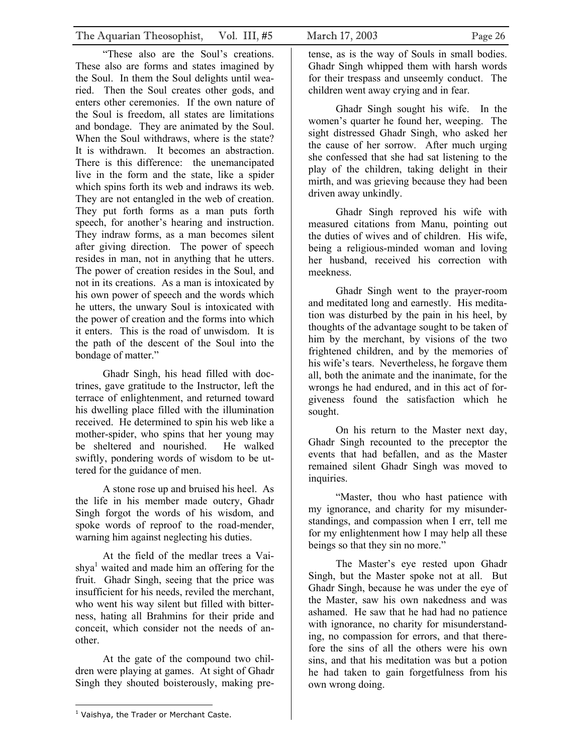"These also are the Soul's creations. These also are forms and states imagined by the Soul. In them the Soul delights until wearied. Then the Soul creates other gods, and enters other ceremonies. If the own nature of the Soul is freedom, all states are limitations and bondage. They are animated by the Soul. When the Soul withdraws, where is the state? It is withdrawn. It becomes an abstraction. There is this difference: the unemancipated live in the form and the state, like a spider which spins forth its web and indraws its web. They are not entangled in the web of creation. They put forth forms as a man puts forth speech, for another's hearing and instruction. They indraw forms, as a man becomes silent after giving direction. The power of speech resides in man, not in anything that he utters. The power of creation resides in the Soul, and not in its creations. As a man is intoxicated by his own power of speech and the words which he utters, the unwary Soul is intoxicated with the power of creation and the forms into which it enters. This is the road of unwisdom. It is the path of the descent of the Soul into the bondage of matter."

Ghadr Singh, his head filled with doctrines, gave gratitude to the Instructor, left the terrace of enlightenment, and returned toward his dwelling place filled with the illumination received. He determined to spin his web like a mother-spider, who spins that her young may be sheltered and nourished. He walked swiftly, pondering words of wisdom to be uttered for the guidance of men.

A stone rose up and bruised his heel. As the life in his member made outcry, Ghadr Singh forgot the words of his wisdom, and spoke words of reproof to the road-mender, warning him against neglecting his duties.

At the field of the medlar trees a Vaishya[1] waited and made him an offering for the fruit. Ghadr Singh, seeing that the price was insufficient for his needs, reviled the merchant, who went his way silent but filled with bitterness, hating all Brahmins for their pride and conceit, which consider not the needs of another.

At the gate of the compound two children were playing at games. At sight of Ghadr Singh they shouted boisterously, making pretense, as is the way of Souls in small bodies. Ghadr Singh whipped them with harsh words for their trespass and unseemly conduct. The children went away crying and in fear.

Ghadr Singh sought his wife. In the women's quarter he found her, weeping. The sight distressed Ghadr Singh, who asked her the cause of her sorrow. After much urging she confessed that she had sat listening to the play of the children, taking delight in their mirth, and was grieving because they had been driven away unkindly.

Ghadr Singh reproved his wife with measured citations from Manu, pointing out the duties of wives and of children. His wife, being a religious-minded woman and loving her husband, received his correction with meekness.

Ghadr Singh went to the prayer-room and meditated long and earnestly. His meditation was disturbed by the pain in his heel, by thoughts of the advantage sought to be taken of him by the merchant, by visions of the two frightened children, and by the memories of his wife's tears. Nevertheless, he forgave them all, both the animate and the inanimate, for the wrongs he had endured, and in this act of forgiveness found the satisfaction which he sought.

On his return to the Master next day, Ghadr Singh recounted to the preceptor the events that had befallen, and as the Master remained silent Ghadr Singh was moved to inquiries.

"Master, thou who hast patience with my ignorance, and charity for my misunderstandings, and compassion when I err, tell me for my enlightenment how I may help all these beings so that they sin no more."

The Master's eye rested upon Ghadr Singh, but the Master spoke not at all. But Ghadr Singh, because he was under the eye of the Master, saw his own nakedness and was ashamed. He saw that he had had no patience with ignorance, no charity for misunderstanding, no compassion for errors, and that therefore the sins of all the others were his own sins, and that his meditation was but a potion he had taken to gain forgetfulness from his own wrong doing.

---

[1] Vaishya, the Trader or Merchant Caste.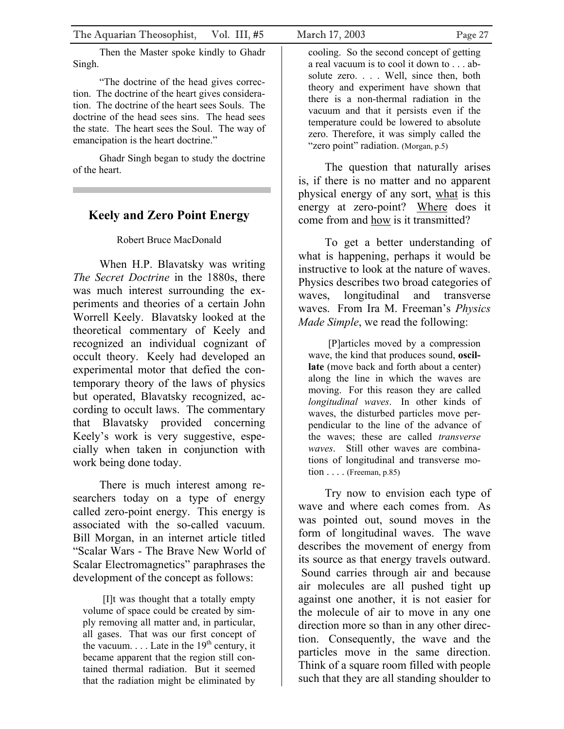Then the Master spoke kindly to Ghadr Singh.

"The doctrine of the head gives correction. The doctrine of the heart gives consideration. The doctrine of the heart sees Souls. The doctrine of the head sees sins. The head sees the state. The heart sees the Soul. The way of emancipation is the heart doctrine."

Ghadr Singh began to study the doctrine of the heart.

---

## Keely and Zero Point Energy

Robert Bruce MacDonald

When H.P. Blavatsky was writing *The Secret Doctrine* in the 1880s, there was much interest surrounding the experiments and theories of a certain John Worrell Keely. Blavatsky looked at the theoretical commentary of Keely and recognized an individual cognizant of occult theory. Keely had developed an experimental motor that defied the contemporary theory of the laws of physics but operated, Blavatsky recognized, according to occult laws. The commentary that Blavatsky provided concerning Keely's work is very suggestive, especially when taken in conjunction with work being done today.

There is much interest among researchers today on a type of energy called zero-point energy. This energy is associated with the so-called vacuum. Bill Morgan, in an internet article titled "Scalar Wars - The Brave New World of Scalar Electromagnetics" paraphrases the development of the concept as follows:

> [I]t was thought that a totally empty volume of space could be created by simply removing all matter and, in particular, all gases. That was our first concept of the vacuum. . . . Late in the 19th century, it became apparent that the region still contained thermal radiation. But it seemed that the radiation might be eliminated by cooling. So the second concept of getting a real vacuum is to cool it down to . . . absolute zero. . . . Well, since then, both theory and experiment have shown that there is a non-thermal radiation in the vacuum and that it persists even if the temperature could be lowered to absolute zero. Therefore, it was simply called the "zero point" radiation. (Morgan, p.5)

The question that naturally arises is, if there is no matter and no apparent physical energy of any sort, what is this energy at zero-point? Where does it come from and how is it transmitted?

To get a better understanding of what is happening, perhaps it would be instructive to look at the nature of waves. Physics describes two broad categories of waves, longitudinal and transverse waves. From Ira M. Freeman's *Physics Made Simple*, we read the following:

> [P]articles moved by a compression wave, the kind that produces sound, **oscillate** (move back and forth about a center) along the line in which the waves are moving. For this reason they are called *longitudinal waves*. In other kinds of waves, the disturbed particles move perpendicular to the line of the advance of the waves; these are called *transverse waves*. Still other waves are combinations of longitudinal and transverse motion . . . . (Freeman, p.85)

Try now to envision each type of wave and where each comes from. As was pointed out, sound moves in the form of longitudinal waves. The wave describes the movement of energy from its source as that energy travels outward. Sound carries through air and because air molecules are all pushed tight up against one another, it is not easier for the molecule of air to move in any one direction more so than in any other direction. Consequently, the wave and the particles move in the same direction. Think of a square room filled with people such that they are all standing shoulder to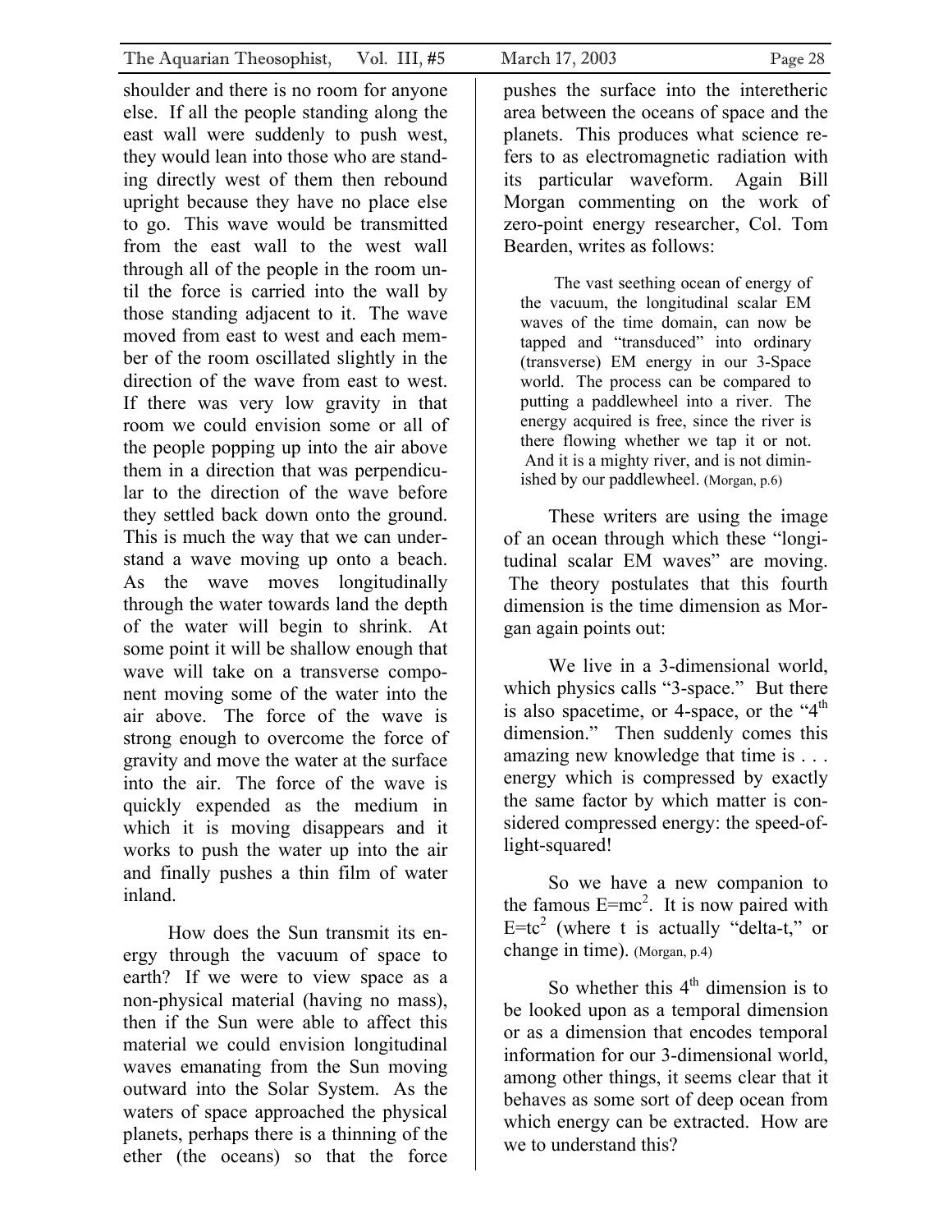shoulder and there is no room for anyone else. If all the people standing along the east wall were suddenly to push west, they would lean into those who are standing directly west of them then rebound upright because they have no place else to go. This wave would be transmitted from the east wall to the west wall through all of the people in the room until the force is carried into the wall by those standing adjacent to it. The wave moved from east to west and each member of the room oscillated slightly in the direction of the wave from east to west. If there was very low gravity in that room we could envision some or all of the people popping up into the air above them in a direction that was perpendicular to the direction of the wave before they settled back down onto the ground. This is much the way that we can understand a wave moving up onto a beach. As the wave moves longitudinally through the water towards land the depth of the water will begin to shrink. At some point it will be shallow enough that wave will take on a transverse component moving some of the water into the air above. The force of the wave is strong enough to overcome the force of gravity and move the water at the surface into the air. The force of the wave is quickly expended as the medium in which it is moving disappears and it works to push the water up into the air and finally pushes a thin film of water inland.

How does the Sun transmit its energy through the vacuum of space to earth? If we were to view space as a non-physical material (having no mass), then if the Sun were able to affect this material we could envision longitudinal waves emanating from the Sun moving outward into the Solar System. As the waters of space approached the physical planets, perhaps there is a thinning of the ether (the oceans) so that the force pushes the surface into the interetheric area between the oceans of space and the planets. This produces what science refers to as electromagnetic radiation with its particular waveform. Again Bill Morgan commenting on the work of zero-point energy researcher, Col. Tom Bearden, writes as follows:

> The vast seething ocean of energy of the vacuum, the longitudinal scalar EM waves of the time domain, can now be tapped and "transduced" into ordinary (transverse) EM energy in our 3-Space world. The process can be compared to putting a paddlewheel into a river. The energy acquired is free, since the river is there flowing whether we tap it or not. And it is a mighty river, and is not diminished by our paddlewheel. (Morgan, p.6)

These writers are using the image of an ocean through which these "longitudinal scalar EM waves" are moving. The theory postulates that this fourth dimension is the time dimension as Morgan again points out:

> We live in a 3-dimensional world, which physics calls "3-space." But there is also spacetime, or 4-space, or the "4th dimension." Then suddenly comes this amazing new knowledge that time is . . . energy which is compressed by exactly the same factor by which matter is considered compressed energy: the speed-of-light-squared!
>
> So we have a new companion to the famous $E=mc^2$. It is now paired with $E=tc^2$ (where t is actually "delta-t," or change in time). (Morgan, p.4)

So whether this 4th dimension is to be looked upon as a temporal dimension or as a dimension that encodes temporal information for our 3-dimensional world, among other things, it seems clear that it behaves as some sort of deep ocean from which energy can be extracted. How are we to understand this?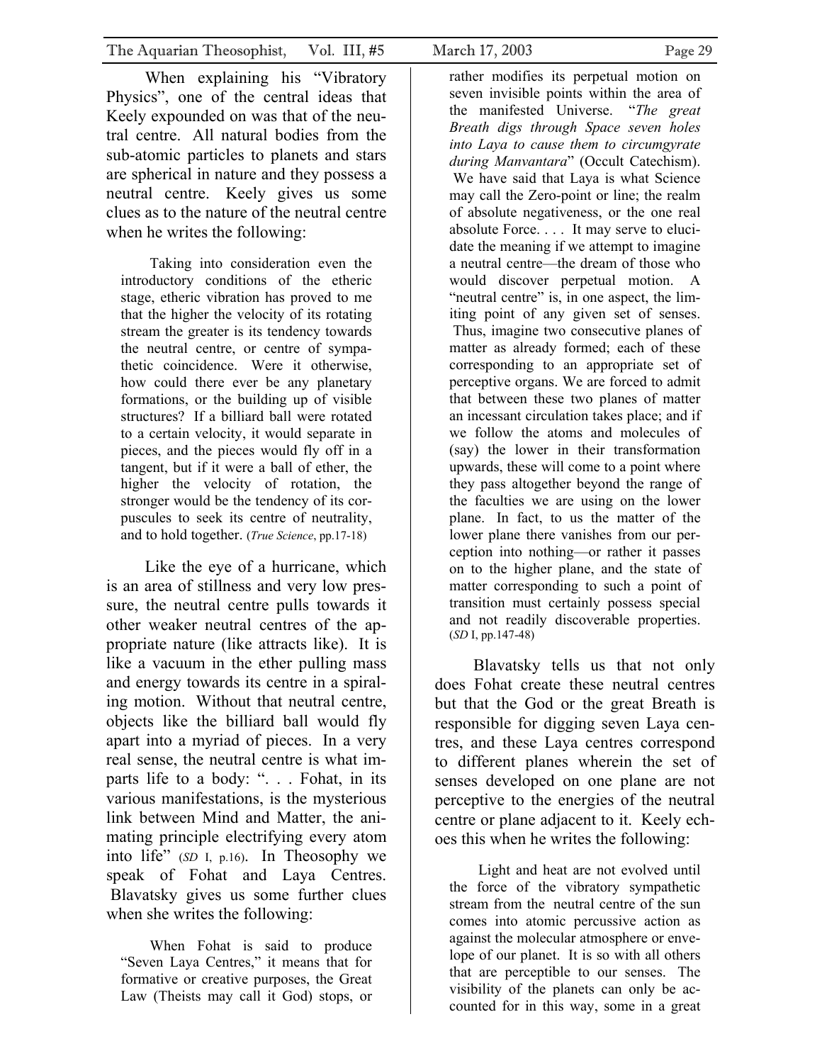When explaining his "Vibratory Physics", one of the central ideas that Keely expounded on was that of the neutral centre. All natural bodies from the sub-atomic particles to planets and stars are spherical in nature and they possess a neutral centre. Keely gives us some clues as to the nature of the neutral centre when he writes the following:

> Taking into consideration even the introductory conditions of the etheric stage, etheric vibration has proved to me that the higher the velocity of its rotating stream the greater is its tendency towards the neutral centre, or centre of sympathetic coincidence. Were it otherwise, how could there ever be any planetary formations, or the building up of visible structures? If a billiard ball were rotated to a certain velocity, it would separate in pieces, and the pieces would fly off in a tangent, but if it were a ball of ether, the higher the velocity of rotation, the stronger would be the tendency of its corpuscules to seek its centre of neutrality, and to hold together. (*True Science*, pp.17-18)

Like the eye of a hurricane, which is an area of stillness and very low pressure, the neutral centre pulls towards it other weaker neutral centres of the appropriate nature (like attracts like). It is like a vacuum in the ether pulling mass and energy towards its centre in a spiraling motion. Without that neutral centre, objects like the billiard ball would fly apart into a myriad of pieces. In a very real sense, the neutral centre is what imparts life to a body: ". . . Fohat, in its various manifestations, is the mysterious link between Mind and Matter, the animating principle electrifying every atom into life" (*SD* I, p.16). In Theosophy we speak of Fohat and Laya Centres. Blavatsky gives us some further clues when she writes the following:

> When Fohat is said to produce "Seven Laya Centres," it means that for formative or creative purposes, the Great Law (Theists may call it God) stops, or rather modifies its perpetual motion on seven invisible points within the area of the manifested Universe. "*The great Breath digs through Space seven holes into Laya to cause them to circumgyrate during Manvantara*" (Occult Catechism). We have said that Laya is what Science may call the Zero-point or line; the realm of absolute negativeness, or the one real absolute Force. . . . It may serve to elucidate the meaning if we attempt to imagine a neutral centre—the dream of those who would discover perpetual motion. A "neutral centre" is, in one aspect, the limiting point of any given set of senses. Thus, imagine two consecutive planes of matter as already formed; each of these corresponding to an appropriate set of perceptive organs. We are forced to admit that between these two planes of matter an incessant circulation takes place; and if we follow the atoms and molecules of (say) the lower in their transformation upwards, these will come to a point where they pass altogether beyond the range of the faculties we are using on the lower plane. In fact, to us the matter of the lower plane there vanishes from our perception into nothing—or rather it passes on to the higher plane, and the state of matter corresponding to such a point of transition must certainly possess special and not readily discoverable properties. (*SD* I, pp.147-48)

Blavatsky tells us that not only does Fohat create these neutral centres but that the God or the great Breath is responsible for digging seven Laya centres, and these Laya centres correspond to different planes wherein the set of senses developed on one plane are not perceptive to the energies of the neutral centre or plane adjacent to it. Keely echoes this when he writes the following:

> Light and heat are not evolved until the force of the vibratory sympathetic stream from the neutral centre of the sun comes into atomic percussive action as against the molecular atmosphere or envelope of our planet. It is so with all others that are perceptible to our senses. The visibility of the planets can only be accounted for in this way, some in a great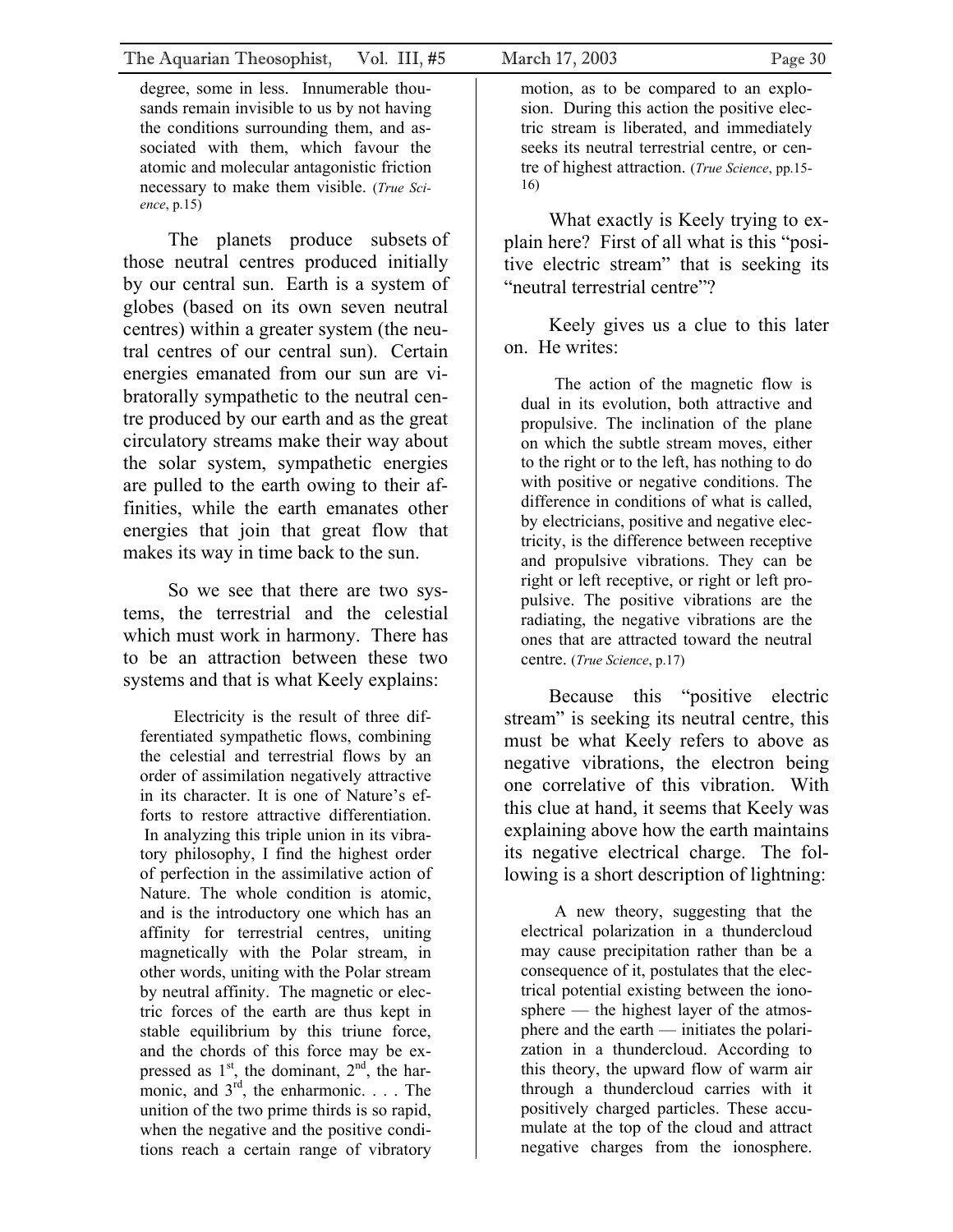> degree, some in less. Innumerable thousands remain invisible to us by not having the conditions surrounding them, and associated with them, which favour the atomic and molecular antagonistic friction necessary to make them visible. (*True Science*, p.15)

The planets produce subsets of those neutral centres produced initially by our central sun. Earth is a system of globes (based on its own seven neutral centres) within a greater system (the neutral centres of our central sun). Certain energies emanated from our sun are vibratorally sympathetic to the neutral centre produced by our earth and as the great circulatory streams make their way about the solar system, sympathetic energies are pulled to the earth owing to their affinities, while the earth emanates other energies that join that great flow that makes its way in time back to the sun.

So we see that there are two systems, the terrestrial and the celestial which must work in harmony. There has to be an attraction between these two systems and that is what Keely explains:

> Electricity is the result of three differentiated sympathetic flows, combining the celestial and terrestrial flows by an order of assimilation negatively attractive in its character. It is one of Nature's efforts to restore attractive differentiation. In analyzing this triple union in its vibratory philosophy, I find the highest order of perfection in the assimilative action of Nature. The whole condition is atomic, and is the introductory one which has an affinity for terrestrial centres, uniting magnetically with the Polar stream, in other words, uniting with the Polar stream by neutral affinity. The magnetic or electric forces of the earth are thus kept in stable equilibrium by this triune force, and the chords of this force may be expressed as 1st, the dominant, 2nd, the harmonic, and 3rd, the enharmonic. . . . The unition of the two prime thirds is so rapid, when the negative and the positive conditions reach a certain range of vibratory motion, as to be compared to an explosion. During this action the positive electric stream is liberated, and immediately seeks its neutral terrestrial centre, or centre of highest attraction. (*True Science*, pp.15-16)

What exactly is Keely trying to explain here? First of all what is this "positive electric stream" that is seeking its "neutral terrestrial centre"?

Keely gives us a clue to this later on. He writes:

> The action of the magnetic flow is dual in its evolution, both attractive and propulsive. The inclination of the plane on which the subtle stream moves, either to the right or to the left, has nothing to do with positive or negative conditions. The difference in conditions of what is called, by electricians, positive and negative electricity, is the difference between receptive and propulsive vibrations. They can be right or left receptive, or right or left propulsive. The positive vibrations are the radiating, the negative vibrations are the ones that are attracted toward the neutral centre. (*True Science*, p.17)

Because this "positive electric stream" is seeking its neutral centre, this must be what Keely refers to above as negative vibrations, the electron being one correlative of this vibration. With this clue at hand, it seems that Keely was explaining above how the earth maintains its negative electrical charge. The following is a short description of lightning:

> A new theory, suggesting that the electrical polarization in a thundercloud may cause precipitation rather than be a consequence of it, postulates that the electrical potential existing between the ionosphere — the highest layer of the atmosphere and the earth — initiates the polarization in a thundercloud. According to this theory, the upward flow of warm air through a thundercloud carries with it positively charged particles. These accumulate at the top of the cloud and attract negative charges from the ionosphere.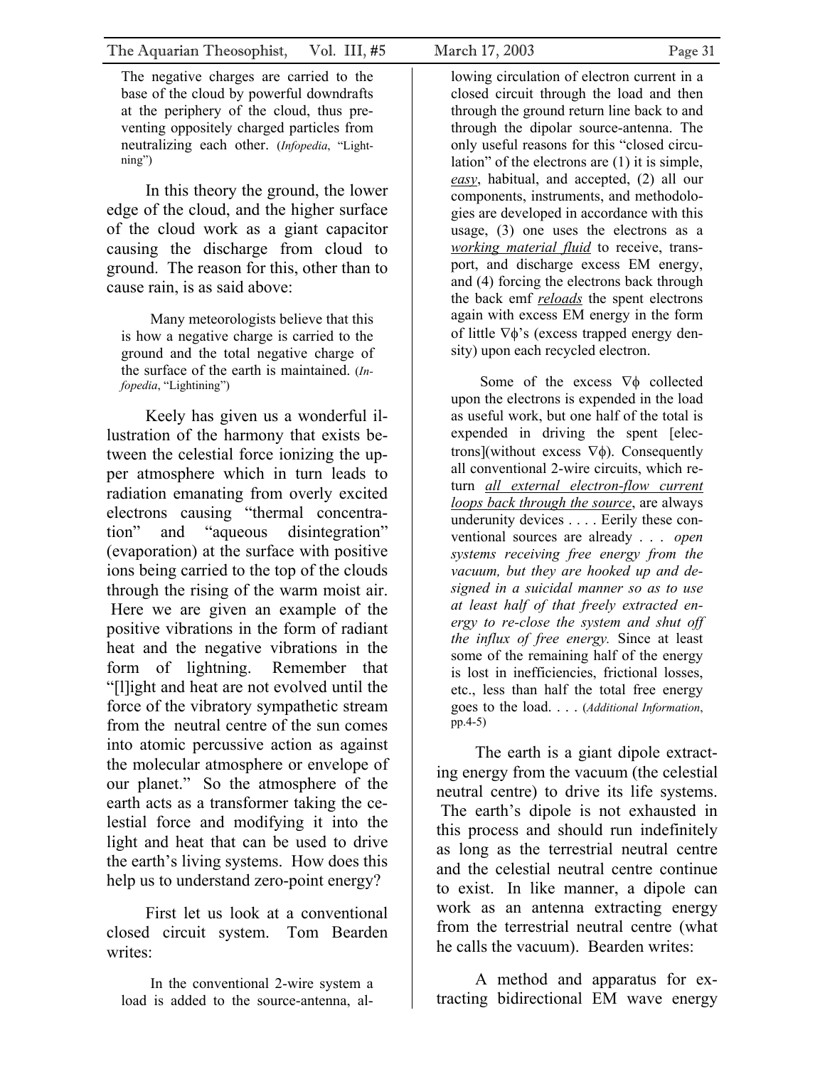> The negative charges are carried to the base of the cloud by powerful downdrafts at the periphery of the cloud, thus preventing oppositely charged particles from neutralizing each other. (*Infopedia*, "Lightning")

In this theory the ground, the lower edge of the cloud, and the higher surface of the cloud work as a giant capacitor causing the discharge from cloud to ground. The reason for this, other than to cause rain, is as said above:

> Many meteorologists believe that this is how a negative charge is carried to the ground and the total negative charge of the surface of the earth is maintained. (*Infopedia*, "Lightining")

Keely has given us a wonderful illustration of the harmony that exists between the celestial force ionizing the upper atmosphere which in turn leads to radiation emanating from overly excited electrons causing "thermal concentration" and "aqueous disintegration" (evaporation) at the surface with positive ions being carried to the top of the clouds through the rising of the warm moist air. Here we are given an example of the positive vibrations in the form of radiant heat and the negative vibrations in the form of lightning. Remember that "[l]ight and heat are not evolved until the force of the vibratory sympathetic stream from the neutral centre of the sun comes into atomic percussive action as against the molecular atmosphere or envelope of our planet." So the atmosphere of the earth acts as a transformer taking the celestial force and modifying it into the light and heat that can be used to drive the earth's living systems. How does this help us to understand zero-point energy?

First let us look at a conventional closed circuit system. Tom Bearden writes:

> In the conventional 2-wire system a load is added to the source-antenna, allowing circulation of electron current in a closed circuit through the load and then through the ground return line back to and through the dipolar source-antenna. The only useful reasons for this "closed circulation" of the electrons are (1) it is simple, *easy*, habitual, and accepted, (2) all our components, instruments, and methodologies are developed in accordance with this usage, (3) one uses the electrons as a *working material fluid* to receive, transport, and discharge excess EM energy, and (4) forcing the electrons back through the back emf *reloads* the spent electrons again with excess EM energy in the form of little $\nabla\phi$'s (excess trapped energy density) upon each recycled electron.
>
> Some of the excess $\nabla\phi$ collected upon the electrons is expended in the load as useful work, but one half of the total is expended in driving the spent [electrons](without excess $\nabla\phi$). Consequently all conventional 2-wire circuits, which return *all external electron-flow current loops back through the source*, are always underunity devices . . . . Eerily these conventional sources are already . . . *open systems receiving free energy from the vacuum, but they are hooked up and designed in a suicidal manner so as to use at least half of that freely extracted energy to re-close the system and shut off the influx of free energy.* Since at least some of the remaining half of the energy is lost in inefficiencies, frictional losses, etc., less than half the total free energy goes to the load. . . . (*Additional Information*, pp.4-5)

The earth is a giant dipole extracting energy from the vacuum (the celestial neutral centre) to drive its life systems. The earth's dipole is not exhausted in this process and should run indefinitely as long as the terrestrial neutral centre and the celestial neutral centre continue to exist. In like manner, a dipole can work as an antenna extracting energy from the terrestrial neutral centre (what he calls the vacuum). Bearden writes:

> A method and apparatus for extracting bidirectional EM wave energy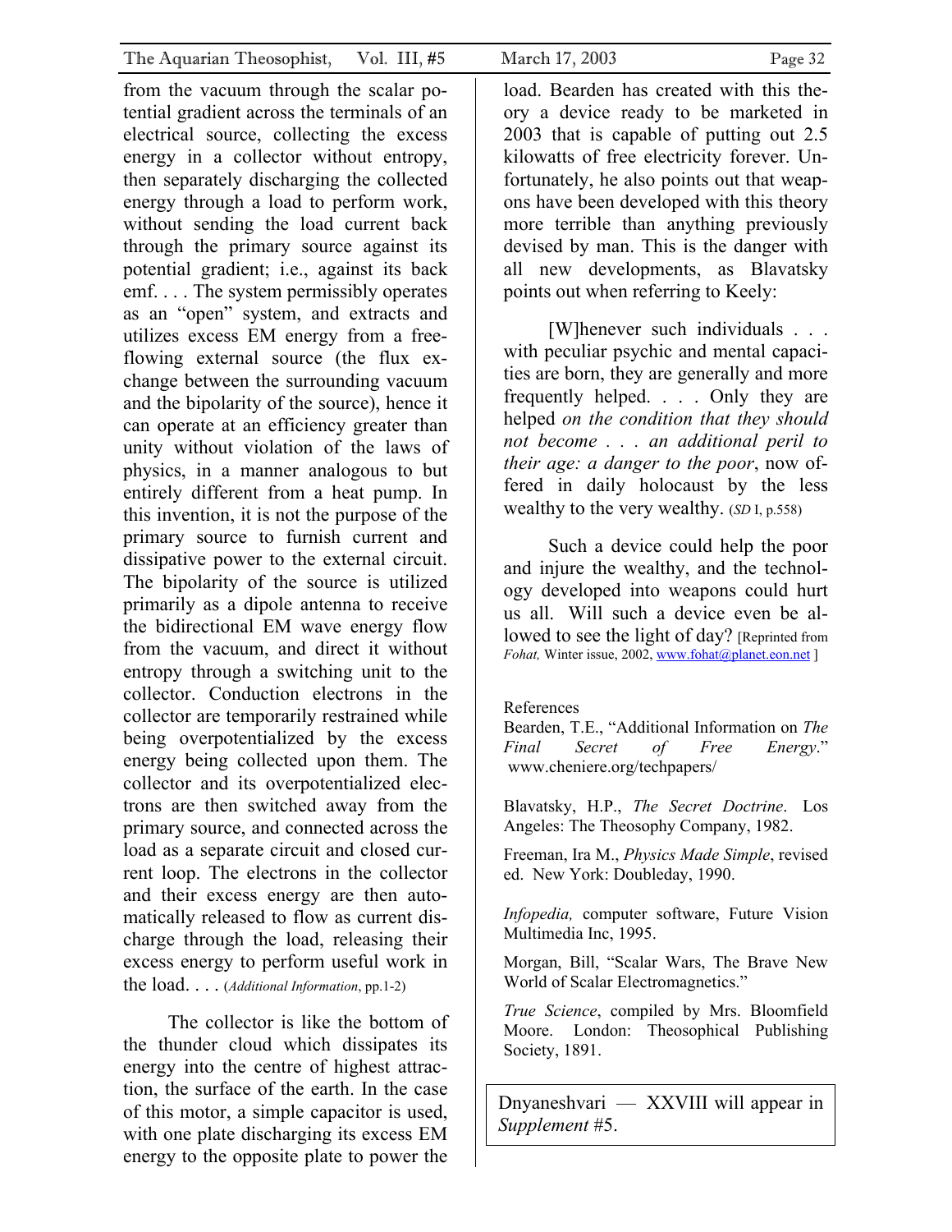from the vacuum through the scalar potential gradient across the terminals of an electrical source, collecting the excess energy in a collector without entropy, then separately discharging the collected energy through a load to perform work, without sending the load current back through the primary source against its potential gradient; i.e., against its back emf. . . . The system permissibly operates as an "open" system, and extracts and utilizes excess EM energy from a free-flowing external source (the flux exchange between the surrounding vacuum and the bipolarity of the source), hence it can operate at an efficiency greater than unity without violation of the laws of physics, in a manner analogous to but entirely different from a heat pump. In this invention, it is not the purpose of the primary source to furnish current and dissipative power to the external circuit. The bipolarity of the source is utilized primarily as a dipole antenna to receive the bidirectional EM wave energy flow from the vacuum, and direct it without entropy through a switching unit to the collector. Conduction electrons in the collector are temporarily restrained while being overpotentialized by the excess energy being collected upon them. The collector and its overpotentialized electrons are then switched away from the primary source, and connected across the load as a separate circuit and closed current loop. The electrons in the collector and their excess energy are then automatically released to flow as current discharge through the load, releasing their excess energy to perform useful work in the load. . . . (*Additional Information*, pp.1-2)

The collector is like the bottom of the thunder cloud which dissipates its energy into the centre of highest attraction, the surface of the earth. In the case of this motor, a simple capacitor is used, with one plate discharging its excess EM energy to the opposite plate to power the load. Bearden has created with this theory a device ready to be marketed in 2003 that is capable of putting out 2.5 kilowatts of free electricity forever. Unfortunately, he also points out that weapons have been developed with this theory more terrible than anything previously devised by man. This is the danger with all new developments, as Blavatsky points out when referring to Keely:

> [W]henever such individuals . . . with peculiar psychic and mental capacities are born, they are generally and more frequently helped. . . . Only they are helped *on the condition that they should not become . . . an additional peril to their age: a danger to the poor*, now offered in daily holocaust by the less wealthy to the very wealthy. (*SD* I, p.558)

Such a device could help the poor and injure the wealthy, and the technology developed into weapons could hurt us all. Will such a device even be allowed to see the light of day? [Reprinted from *Fohat,* Winter issue, 2002, www.fohat@planet.eon.net ]

References

Bearden, T.E., "Additional Information on *The Final Secret of Free Energy*." www.cheniere.org/techpapers/

Blavatsky, H.P., *The Secret Doctrine*. Los Angeles: The Theosophy Company, 1982.

Freeman, Ira M., *Physics Made Simple*, revised ed. New York: Doubleday, 1990.

*Infopedia,* computer software, Future Vision Multimedia Inc, 1995.

Morgan, Bill, "Scalar Wars, The Brave New World of Scalar Electromagnetics."

*True Science*, compiled by Mrs. Bloomfield Moore. London: Theosophical Publishing Society, 1891.

Dnyaneshvari — XXVIII will appear in *Supplement* #5.